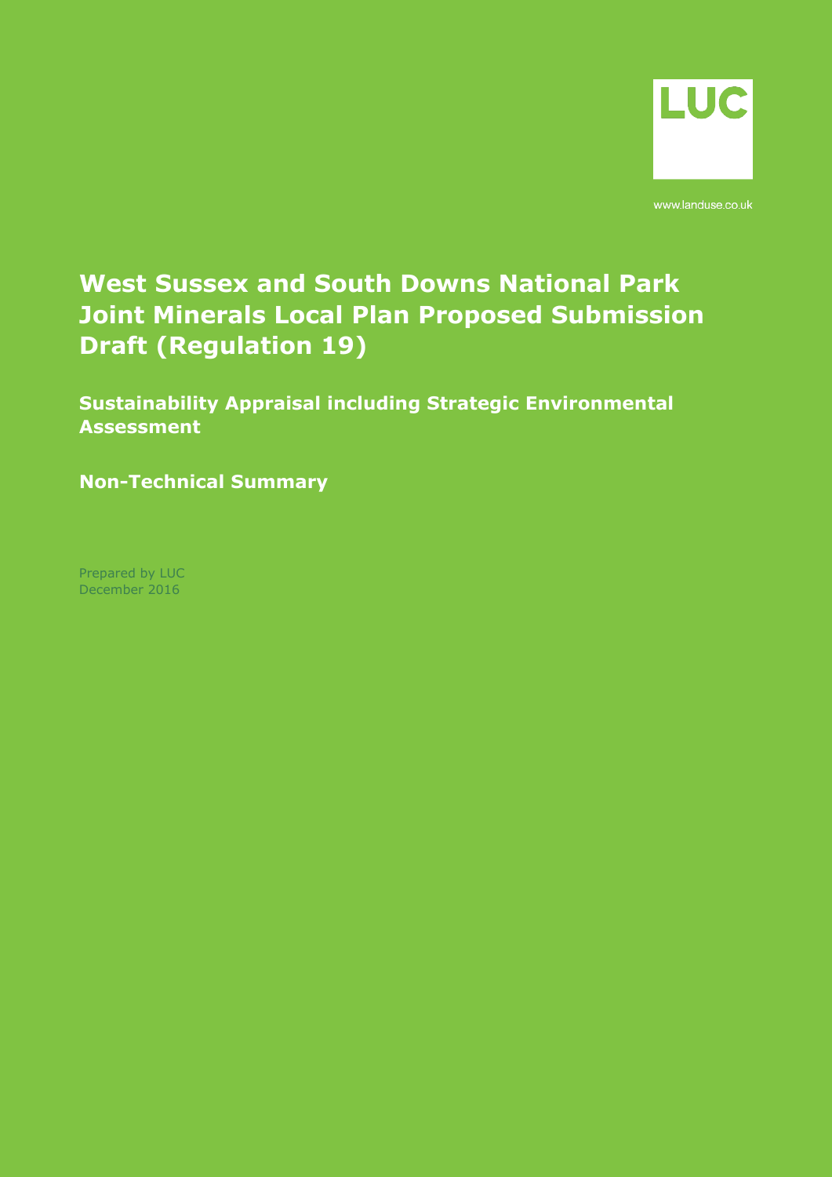LUC

www.landuse.co.uk

# West Sussex and South Downs National Park Joint Minerals Local Plan Proposed Submission Draft (Regulation 19)

## Sustainability Appraisal including Strategic Environmental Assessment

## Non-Technical Summary

Prepared by LUC
December 2016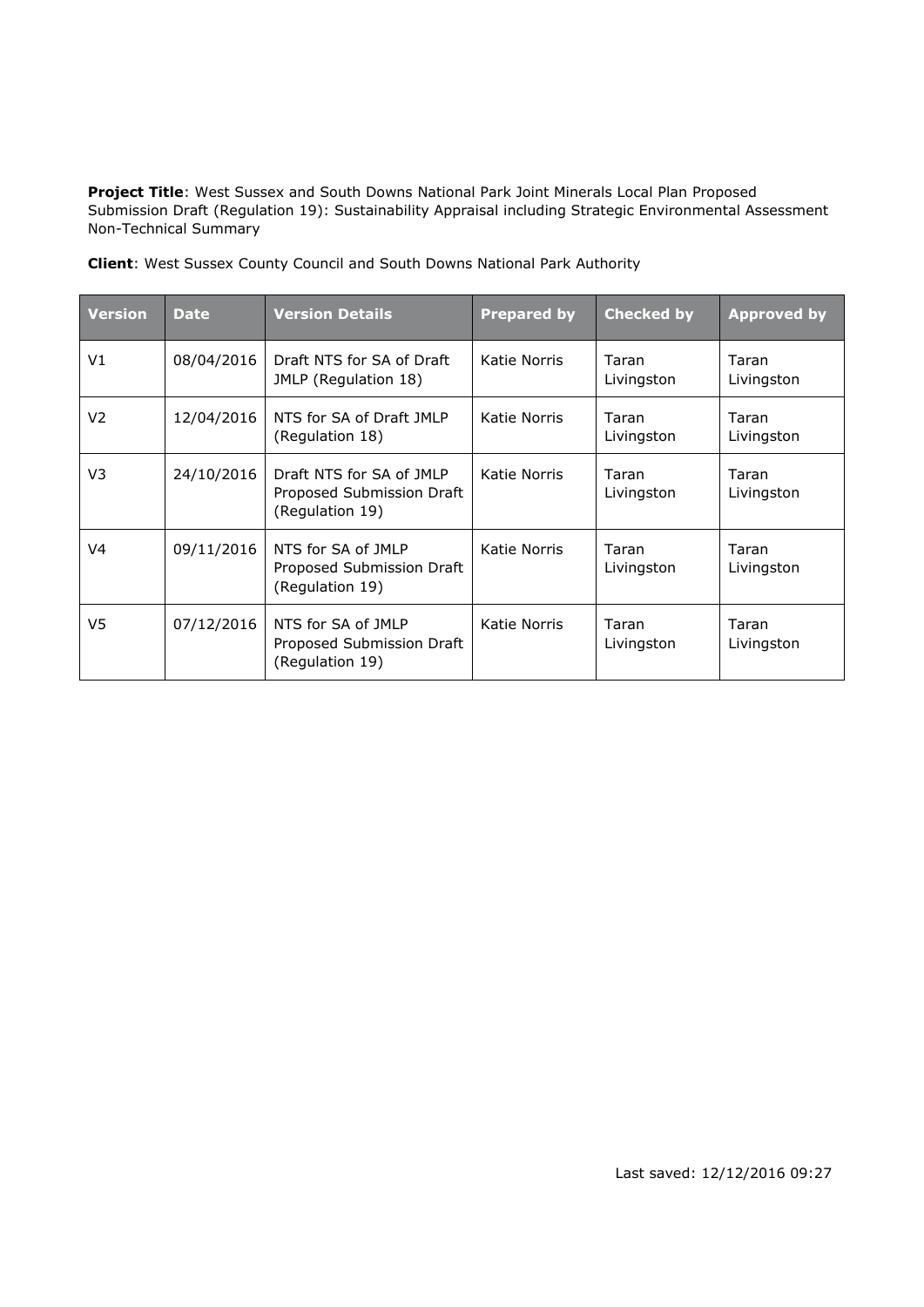**Project Title**: West Sussex and South Downs National Park Joint Minerals Local Plan Proposed Submission Draft (Regulation 19): Sustainability Appraisal including Strategic Environmental Assessment Non-Technical Summary

**Client**: West Sussex County Council and South Downs National Park Authority

| Version | Date | Version Details | Prepared by | Checked by | Approved by |
|---|---|---|---|---|---|
| V1 | 08/04/2016 | Draft NTS for SA of Draft JMLP (Regulation 18) | Katie Norris | Taran Livingston | Taran Livingston |
| V2 | 12/04/2016 | NTS for SA of Draft JMLP (Regulation 18) | Katie Norris | Taran Livingston | Taran Livingston |
| V3 | 24/10/2016 | Draft NTS for SA of JMLP Proposed Submission Draft (Regulation 19) | Katie Norris | Taran Livingston | Taran Livingston |
| V4 | 09/11/2016 | NTS for SA of JMLP Proposed Submission Draft (Regulation 19) | Katie Norris | Taran Livingston | Taran Livingston |
| V5 | 07/12/2016 | NTS for SA of JMLP Proposed Submission Draft (Regulation 19) | Katie Norris | Taran Livingston | Taran Livingston |

Last saved: 12/12/2016 09:27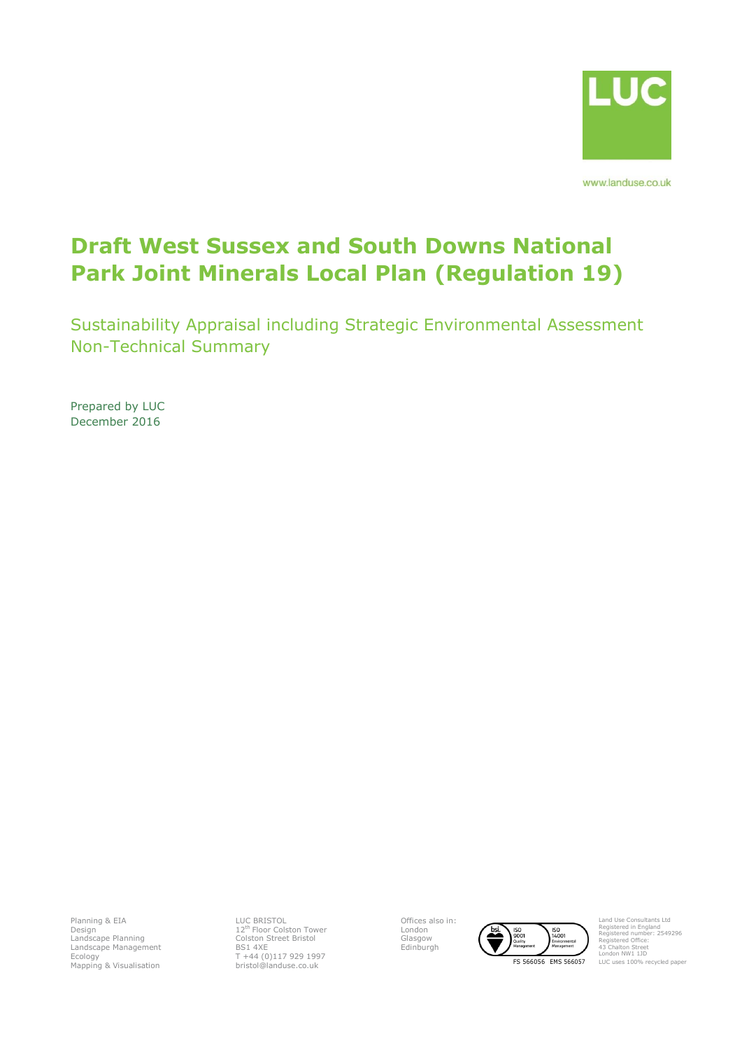LUC

www.landuse.co.uk

# Draft West Sussex and South Downs National Park Joint Minerals Local Plan (Regulation 19)

Sustainability Appraisal including Strategic Environmental Assessment Non-Technical Summary

Prepared by LUC
December 2016

Planning & EIA
Design
Landscape Planning
Landscape Management
Ecology
Mapping & Visualisation

LUC BRISTOL
12th Floor Colston Tower
Colston Street Bristol
BS1 4XE
T +44 (0)117 929 1997
bristol@landuse.co.uk

Offices also in:
London
Glasgow
Edinburgh

FS 566056 EMS 566057

Land Use Consultants Ltd
Registered in England
Registered number: 2549296
Registered Office:
43 Chalton Street
London NW1 1JD
LUC uses 100% recycled paper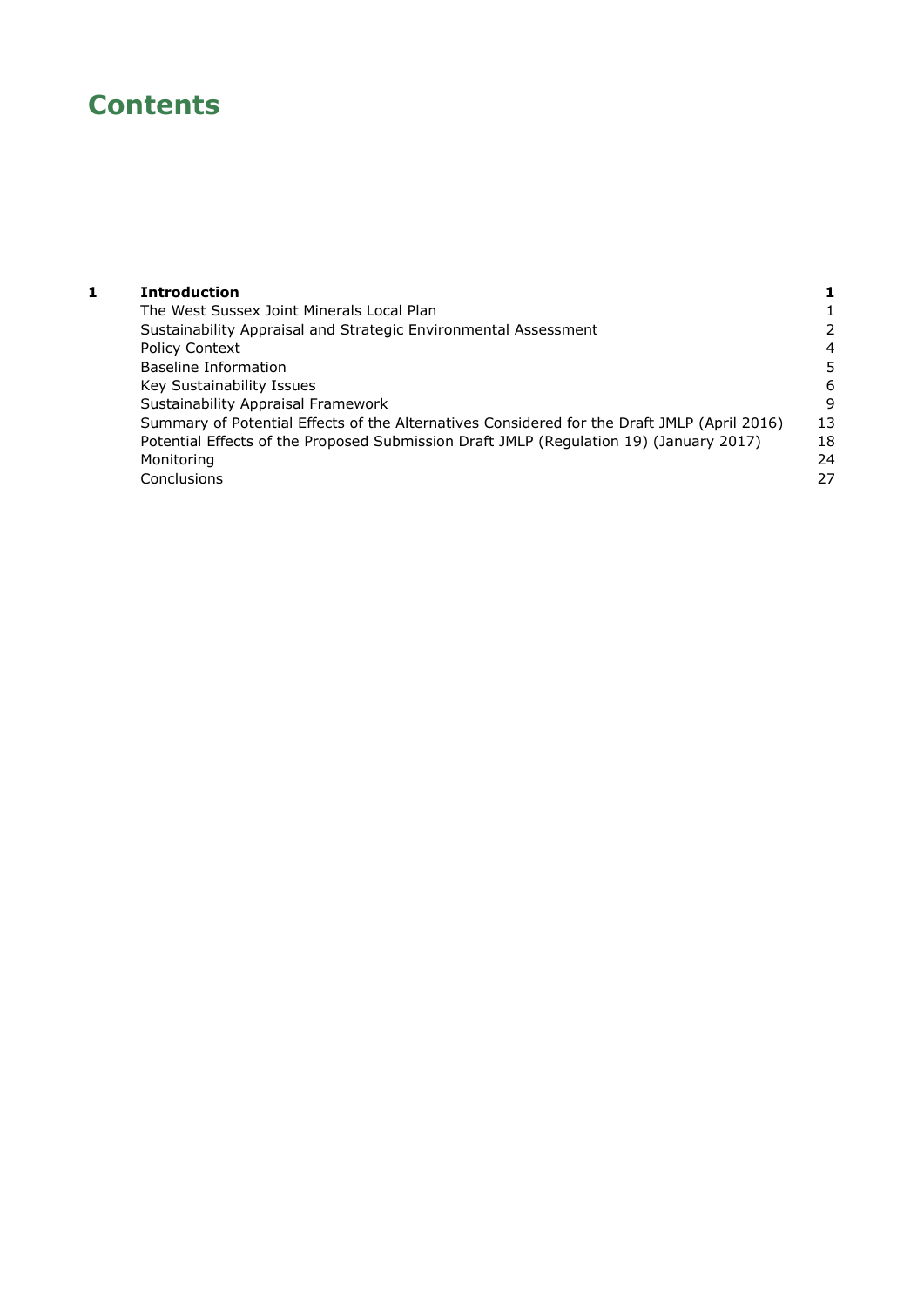# Contents

| | | |
|---|---|---|
| **1** | **Introduction** | **1** |
| | The West Sussex Joint Minerals Local Plan | 1 |
| | Sustainability Appraisal and Strategic Environmental Assessment | 2 |
| | Policy Context | 4 |
| | Baseline Information | 5 |
| | Key Sustainability Issues | 6 |
| | Sustainability Appraisal Framework | 9 |
| | Summary of Potential Effects of the Alternatives Considered for the Draft JMLP (April 2016) | 13 |
| | Potential Effects of the Proposed Submission Draft JMLP (Regulation 19) (January 2017) | 18 |
| | Monitoring | 24 |
| | Conclusions | 27 |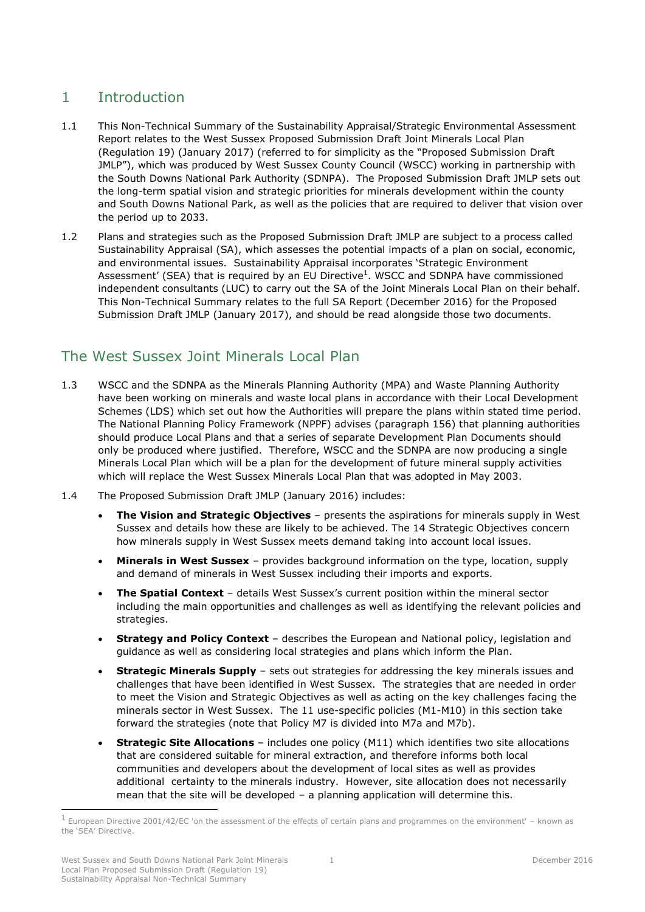# 1 Introduction

1.1 This Non-Technical Summary of the Sustainability Appraisal/Strategic Environmental Assessment Report relates to the West Sussex Proposed Submission Draft Joint Minerals Local Plan (Regulation 19) (January 2017) (referred to for simplicity as the "Proposed Submission Draft JMLP"), which was produced by West Sussex County Council (WSCC) working in partnership with the South Downs National Park Authority (SDNPA). The Proposed Submission Draft JMLP sets out the long-term spatial vision and strategic priorities for minerals development within the county and South Downs National Park, as well as the policies that are required to deliver that vision over the period up to 2033.

1.2 Plans and strategies such as the Proposed Submission Draft JMLP are subject to a process called Sustainability Appraisal (SA), which assesses the potential impacts of a plan on social, economic, and environmental issues. Sustainability Appraisal incorporates 'Strategic Environment Assessment' (SEA) that is required by an EU Directive[1]. WSCC and SDNPA have commissioned independent consultants (LUC) to carry out the SA of the Joint Minerals Local Plan on their behalf. This Non-Technical Summary relates to the full SA Report (December 2016) for the Proposed Submission Draft JMLP (January 2017), and should be read alongside those two documents.

## The West Sussex Joint Minerals Local Plan

1.3 WSCC and the SDNPA as the Minerals Planning Authority (MPA) and Waste Planning Authority have been working on minerals and waste local plans in accordance with their Local Development Schemes (LDS) which set out how the Authorities will prepare the plans within stated time period. The National Planning Policy Framework (NPPF) advises (paragraph 156) that planning authorities should produce Local Plans and that a series of separate Development Plan Documents should only be produced where justified. Therefore, WSCC and the SDNPA are now producing a single Minerals Local Plan which will be a plan for the development of future mineral supply activities which will replace the West Sussex Minerals Local Plan that was adopted in May 2003.

1.4 The Proposed Submission Draft JMLP (January 2016) includes:

- **The Vision and Strategic Objectives** – presents the aspirations for minerals supply in West Sussex and details how these are likely to be achieved. The 14 Strategic Objectives concern how minerals supply in West Sussex meets demand taking into account local issues.
- **Minerals in West Sussex** – provides background information on the type, location, supply and demand of minerals in West Sussex including their imports and exports.
- **The Spatial Context** – details West Sussex's current position within the mineral sector including the main opportunities and challenges as well as identifying the relevant policies and strategies.
- **Strategy and Policy Context** – describes the European and National policy, legislation and guidance as well as considering local strategies and plans which inform the Plan.
- **Strategic Minerals Supply** – sets out strategies for addressing the key minerals issues and challenges that have been identified in West Sussex. The strategies that are needed in order to meet the Vision and Strategic Objectives as well as acting on the key challenges facing the minerals sector in West Sussex. The 11 use-specific policies (M1-M10) in this section take forward the strategies (note that Policy M7 is divided into M7a and M7b).
- **Strategic Site Allocations** – includes one policy (M11) which identifies two site allocations that are considered suitable for mineral extraction, and therefore informs both local communities and developers about the development of local sites as well as provides additional certainty to the minerals industry. However, site allocation does not necessarily mean that the site will be developed – a planning application will determine this.

[1] European Directive 2001/42/EC 'on the assessment of the effects of certain plans and programmes on the environment' – known as the 'SEA' Directive.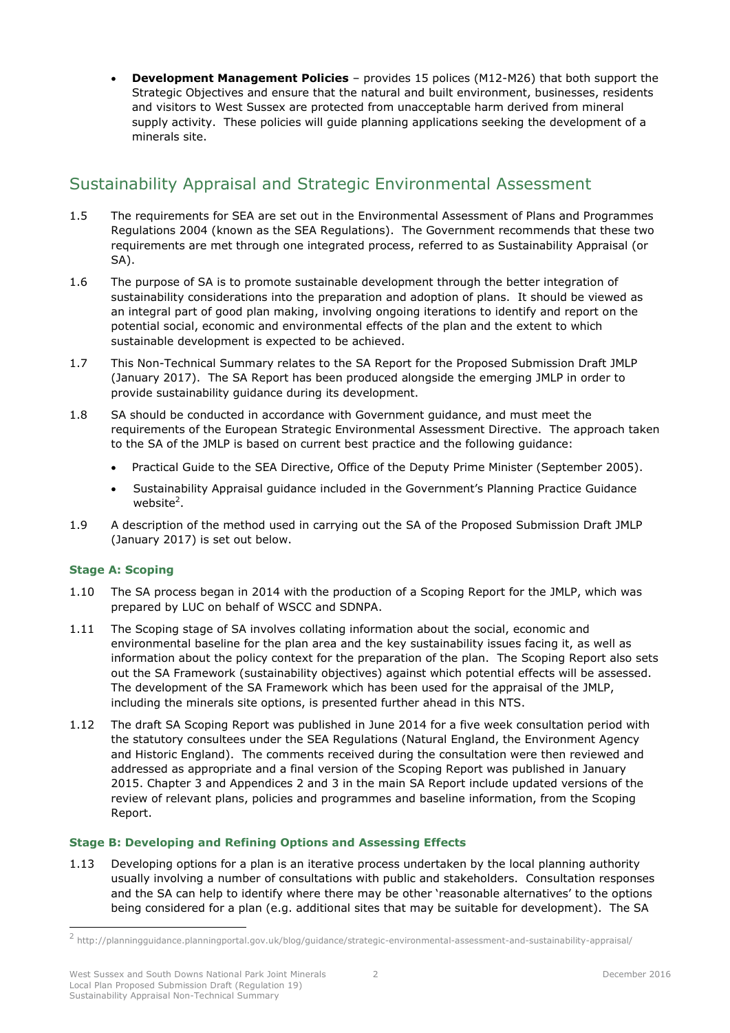- **Development Management Policies** – provides 15 polices (M12-M26) that both support the Strategic Objectives and ensure that the natural and built environment, businesses, residents and visitors to West Sussex are protected from unacceptable harm derived from mineral supply activity. These policies will guide planning applications seeking the development of a minerals site.

## Sustainability Appraisal and Strategic Environmental Assessment

1.5 The requirements for SEA are set out in the Environmental Assessment of Plans and Programmes Regulations 2004 (known as the SEA Regulations). The Government recommends that these two requirements are met through one integrated process, referred to as Sustainability Appraisal (or SA).

1.6 The purpose of SA is to promote sustainable development through the better integration of sustainability considerations into the preparation and adoption of plans. It should be viewed as an integral part of good plan making, involving ongoing iterations to identify and report on the potential social, economic and environmental effects of the plan and the extent to which sustainable development is expected to be achieved.

1.7 This Non-Technical Summary relates to the SA Report for the Proposed Submission Draft JMLP (January 2017). The SA Report has been produced alongside the emerging JMLP in order to provide sustainability guidance during its development.

1.8 SA should be conducted in accordance with Government guidance, and must meet the requirements of the European Strategic Environmental Assessment Directive. The approach taken to the SA of the JMLP is based on current best practice and the following guidance:

- Practical Guide to the SEA Directive, Office of the Deputy Prime Minister (September 2005).
- Sustainability Appraisal guidance included in the Government's Planning Practice Guidance website[2].

1.9 A description of the method used in carrying out the SA of the Proposed Submission Draft JMLP (January 2017) is set out below.

### Stage A: Scoping

1.10 The SA process began in 2014 with the production of a Scoping Report for the JMLP, which was prepared by LUC on behalf of WSCC and SDNPA.

1.11 The Scoping stage of SA involves collating information about the social, economic and environmental baseline for the plan area and the key sustainability issues facing it, as well as information about the policy context for the preparation of the plan. The Scoping Report also sets out the SA Framework (sustainability objectives) against which potential effects will be assessed. The development of the SA Framework which has been used for the appraisal of the JMLP, including the minerals site options, is presented further ahead in this NTS.

1.12 The draft SA Scoping Report was published in June 2014 for a five week consultation period with the statutory consultees under the SEA Regulations (Natural England, the Environment Agency and Historic England). The comments received during the consultation were then reviewed and addressed as appropriate and a final version of the Scoping Report was published in January 2015. Chapter 3 and Appendices 2 and 3 in the main SA Report include updated versions of the review of relevant plans, policies and programmes and baseline information, from the Scoping Report.

### Stage B: Developing and Refining Options and Assessing Effects

1.13 Developing options for a plan is an iterative process undertaken by the local planning authority usually involving a number of consultations with public and stakeholders. Consultation responses and the SA can help to identify where there may be other 'reasonable alternatives' to the options being considered for a plan (e.g. additional sites that may be suitable for development). The SA

[2] http://planningguidance.planningportal.gov.uk/blog/guidance/strategic-environmental-assessment-and-sustainability-appraisal/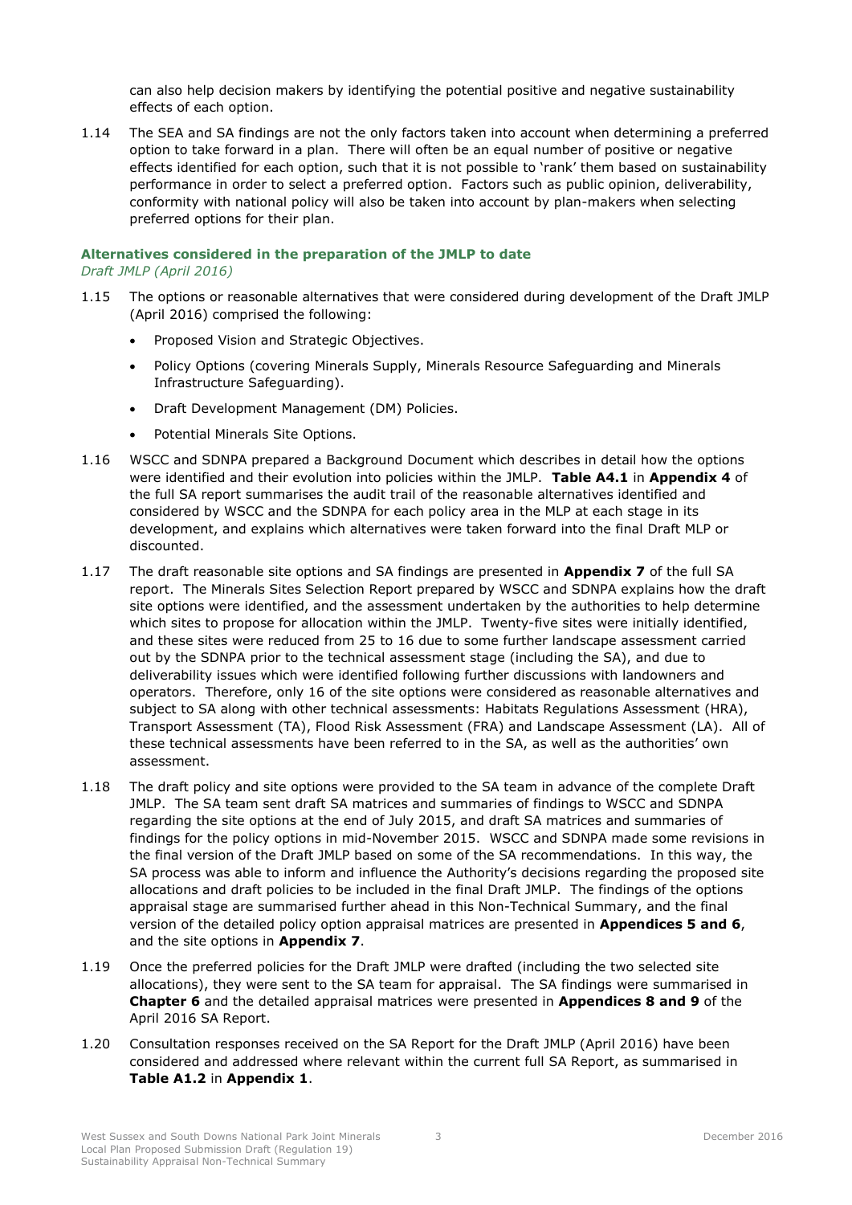can also help decision makers by identifying the potential positive and negative sustainability effects of each option.

1.14 The SEA and SA findings are not the only factors taken into account when determining a preferred option to take forward in a plan. There will often be an equal number of positive or negative effects identified for each option, such that it is not possible to 'rank' them based on sustainability performance in order to select a preferred option. Factors such as public opinion, deliverability, conformity with national policy will also be taken into account by plan-makers when selecting preferred options for their plan.

### Alternatives considered in the preparation of the JMLP to date

*Draft JMLP (April 2016)*

1.15 The options or reasonable alternatives that were considered during development of the Draft JMLP (April 2016) comprised the following:

- Proposed Vision and Strategic Objectives.
- Policy Options (covering Minerals Supply, Minerals Resource Safeguarding and Minerals Infrastructure Safeguarding).
- Draft Development Management (DM) Policies.
- Potential Minerals Site Options.

1.16 WSCC and SDNPA prepared a Background Document which describes in detail how the options were identified and their evolution into policies within the JMLP. **Table A4.1** in **Appendix 4** of the full SA report summarises the audit trail of the reasonable alternatives identified and considered by WSCC and the SDNPA for each policy area in the MLP at each stage in its development, and explains which alternatives were taken forward into the final Draft MLP or discounted.

1.17 The draft reasonable site options and SA findings are presented in **Appendix 7** of the full SA report. The Minerals Sites Selection Report prepared by WSCC and SDNPA explains how the draft site options were identified, and the assessment undertaken by the authorities to help determine which sites to propose for allocation within the JMLP. Twenty-five sites were initially identified, and these sites were reduced from 25 to 16 due to some further landscape assessment carried out by the SDNPA prior to the technical assessment stage (including the SA), and due to deliverability issues which were identified following further discussions with landowners and operators. Therefore, only 16 of the site options were considered as reasonable alternatives and subject to SA along with other technical assessments: Habitats Regulations Assessment (HRA), Transport Assessment (TA), Flood Risk Assessment (FRA) and Landscape Assessment (LA). All of these technical assessments have been referred to in the SA, as well as the authorities' own assessment.

1.18 The draft policy and site options were provided to the SA team in advance of the complete Draft JMLP. The SA team sent draft SA matrices and summaries of findings to WSCC and SDNPA regarding the site options at the end of July 2015, and draft SA matrices and summaries of findings for the policy options in mid-November 2015. WSCC and SDNPA made some revisions in the final version of the Draft JMLP based on some of the SA recommendations. In this way, the SA process was able to inform and influence the Authority's decisions regarding the proposed site allocations and draft policies to be included in the final Draft JMLP. The findings of the options appraisal stage are summarised further ahead in this Non-Technical Summary, and the final version of the detailed policy option appraisal matrices are presented in **Appendices 5 and 6**, and the site options in **Appendix 7**.

1.19 Once the preferred policies for the Draft JMLP were drafted (including the two selected site allocations), they were sent to the SA team for appraisal. The SA findings were summarised in **Chapter 6** and the detailed appraisal matrices were presented in **Appendices 8 and 9** of the April 2016 SA Report.

1.20 Consultation responses received on the SA Report for the Draft JMLP (April 2016) have been considered and addressed where relevant within the current full SA Report, as summarised in **Table A1.2** in **Appendix 1**.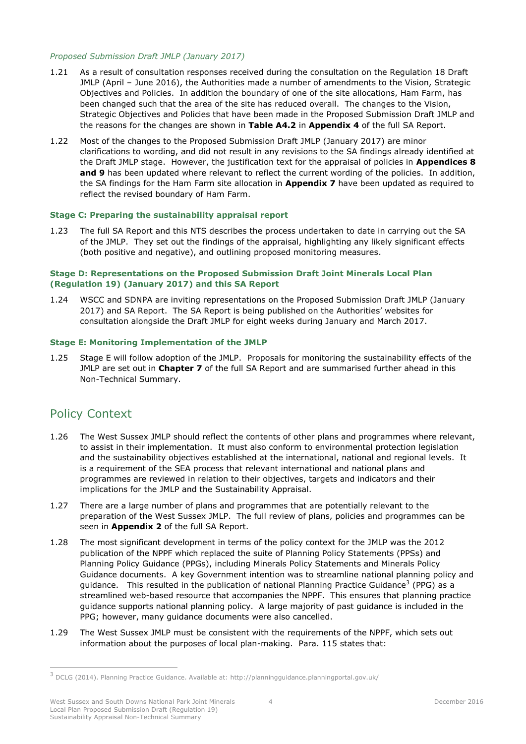*Proposed Submission Draft JMLP (January 2017)*

1.21 As a result of consultation responses received during the consultation on the Regulation 18 Draft JMLP (April – June 2016), the Authorities made a number of amendments to the Vision, Strategic Objectives and Policies. In addition the boundary of one of the site allocations, Ham Farm, has been changed such that the area of the site has reduced overall. The changes to the Vision, Strategic Objectives and Policies that have been made in the Proposed Submission Draft JMLP and the reasons for the changes are shown in **Table A4.2** in **Appendix 4** of the full SA Report.

1.22 Most of the changes to the Proposed Submission Draft JMLP (January 2017) are minor clarifications to wording, and did not result in any revisions to the SA findings already identified at the Draft JMLP stage. However, the justification text for the appraisal of policies in **Appendices 8 and 9** has been updated where relevant to reflect the current wording of the policies. In addition, the SA findings for the Ham Farm site allocation in **Appendix 7** have been updated as required to reflect the revised boundary of Ham Farm.

### Stage C: Preparing the sustainability appraisal report

1.23 The full SA Report and this NTS describes the process undertaken to date in carrying out the SA of the JMLP. They set out the findings of the appraisal, highlighting any likely significant effects (both positive and negative), and outlining proposed monitoring measures.

### Stage D: Representations on the Proposed Submission Draft Joint Minerals Local Plan (Regulation 19) (January 2017) and this SA Report

1.24 WSCC and SDNPA are inviting representations on the Proposed Submission Draft JMLP (January 2017) and SA Report. The SA Report is being published on the Authorities' websites for consultation alongside the Draft JMLP for eight weeks during January and March 2017.

### Stage E: Monitoring Implementation of the JMLP

1.25 Stage E will follow adoption of the JMLP. Proposals for monitoring the sustainability effects of the JMLP are set out in **Chapter 7** of the full SA Report and are summarised further ahead in this Non-Technical Summary.

## Policy Context

1.26 The West Sussex JMLP should reflect the contents of other plans and programmes where relevant, to assist in their implementation. It must also conform to environmental protection legislation and the sustainability objectives established at the international, national and regional levels. It is a requirement of the SEA process that relevant international and national plans and programmes are reviewed in relation to their objectives, targets and indicators and their implications for the JMLP and the Sustainability Appraisal.

1.27 There are a large number of plans and programmes that are potentially relevant to the preparation of the West Sussex JMLP. The full review of plans, policies and programmes can be seen in **Appendix 2** of the full SA Report.

1.28 The most significant development in terms of the policy context for the JMLP was the 2012 publication of the NPPF which replaced the suite of Planning Policy Statements (PPSs) and Planning Policy Guidance (PPGs), including Minerals Policy Statements and Minerals Policy Guidance documents. A key Government intention was to streamline national planning policy and guidance. This resulted in the publication of national Planning Practice Guidance[3] (PPG) as a streamlined web-based resource that accompanies the NPPF. This ensures that planning practice guidance supports national planning policy. A large majority of past guidance is included in the PPG; however, many guidance documents were also cancelled.

1.29 The West Sussex JMLP must be consistent with the requirements of the NPPF, which sets out information about the purposes of local plan-making. Para. 115 states that:

---

[3] DCLG (2014). Planning Practice Guidance. Available at: http://planningguidance.planningportal.gov.uk/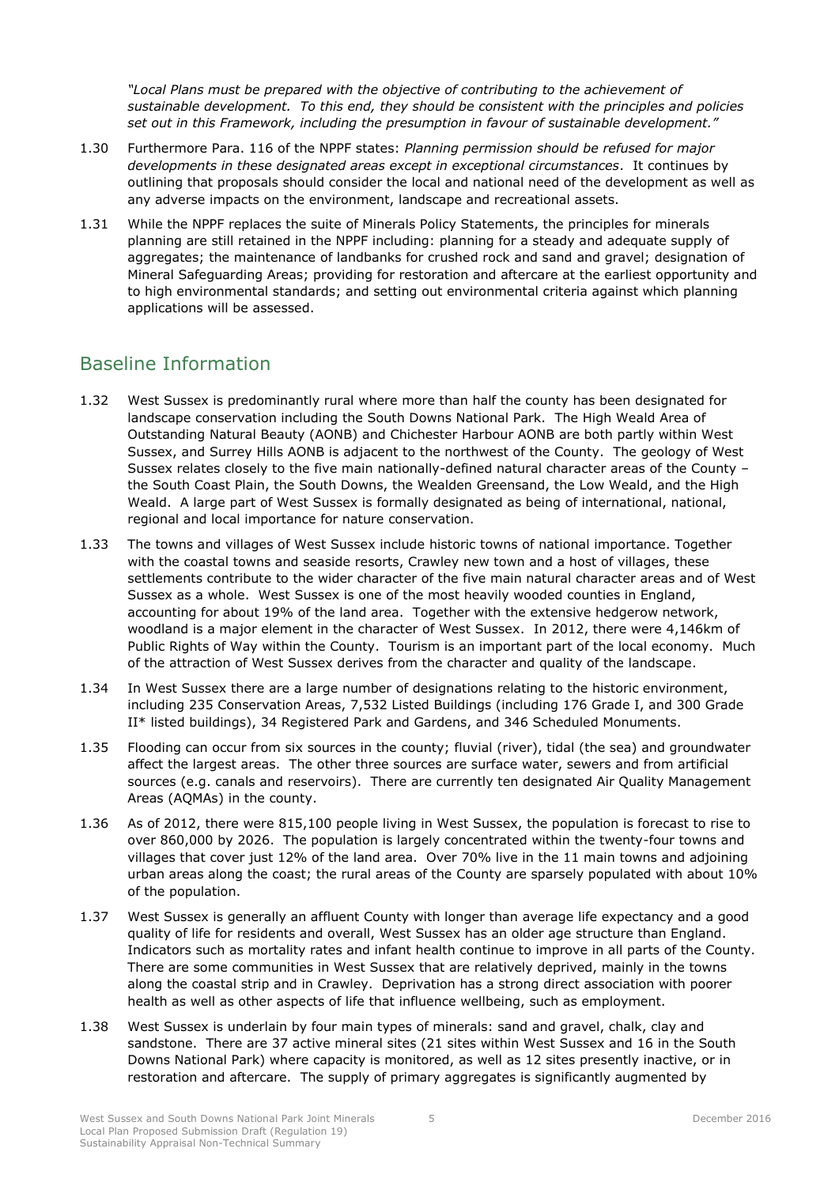*"Local Plans must be prepared with the objective of contributing to the achievement of sustainable development. To this end, they should be consistent with the principles and policies set out in this Framework, including the presumption in favour of sustainable development."*

1.30 Furthermore Para. 116 of the NPPF states: *Planning permission should be refused for major developments in these designated areas except in exceptional circumstances*. It continues by outlining that proposals should consider the local and national need of the development as well as any adverse impacts on the environment, landscape and recreational assets.

1.31 While the NPPF replaces the suite of Minerals Policy Statements, the principles for minerals planning are still retained in the NPPF including: planning for a steady and adequate supply of aggregates; the maintenance of landbanks for crushed rock and sand and gravel; designation of Mineral Safeguarding Areas; providing for restoration and aftercare at the earliest opportunity and to high environmental standards; and setting out environmental criteria against which planning applications will be assessed.

## Baseline Information

1.32 West Sussex is predominantly rural where more than half the county has been designated for landscape conservation including the South Downs National Park. The High Weald Area of Outstanding Natural Beauty (AONB) and Chichester Harbour AONB are both partly within West Sussex, and Surrey Hills AONB is adjacent to the northwest of the County. The geology of West Sussex relates closely to the five main nationally-defined natural character areas of the County – the South Coast Plain, the South Downs, the Wealden Greensand, the Low Weald, and the High Weald. A large part of West Sussex is formally designated as being of international, national, regional and local importance for nature conservation.

1.33 The towns and villages of West Sussex include historic towns of national importance. Together with the coastal towns and seaside resorts, Crawley new town and a host of villages, these settlements contribute to the wider character of the five main natural character areas and of West Sussex as a whole. West Sussex is one of the most heavily wooded counties in England, accounting for about 19% of the land area. Together with the extensive hedgerow network, woodland is a major element in the character of West Sussex. In 2012, there were 4,146km of Public Rights of Way within the County. Tourism is an important part of the local economy. Much of the attraction of West Sussex derives from the character and quality of the landscape.

1.34 In West Sussex there are a large number of designations relating to the historic environment, including 235 Conservation Areas, 7,532 Listed Buildings (including 176 Grade I, and 300 Grade II* listed buildings), 34 Registered Park and Gardens, and 346 Scheduled Monuments.

1.35 Flooding can occur from six sources in the county; fluvial (river), tidal (the sea) and groundwater affect the largest areas. The other three sources are surface water, sewers and from artificial sources (e.g. canals and reservoirs). There are currently ten designated Air Quality Management Areas (AQMAs) in the county.

1.36 As of 2012, there were 815,100 people living in West Sussex, the population is forecast to rise to over 860,000 by 2026. The population is largely concentrated within the twenty-four towns and villages that cover just 12% of the land area. Over 70% live in the 11 main towns and adjoining urban areas along the coast; the rural areas of the County are sparsely populated with about 10% of the population.

1.37 West Sussex is generally an affluent County with longer than average life expectancy and a good quality of life for residents and overall, West Sussex has an older age structure than England. Indicators such as mortality rates and infant health continue to improve in all parts of the County. There are some communities in West Sussex that are relatively deprived, mainly in the towns along the coastal strip and in Crawley. Deprivation has a strong direct association with poorer health as well as other aspects of life that influence wellbeing, such as employment.

1.38 West Sussex is underlain by four main types of minerals: sand and gravel, chalk, clay and sandstone. There are 37 active mineral sites (21 sites within West Sussex and 16 in the South Downs National Park) where capacity is monitored, as well as 12 sites presently inactive, or in restoration and aftercare. The supply of primary aggregates is significantly augmented by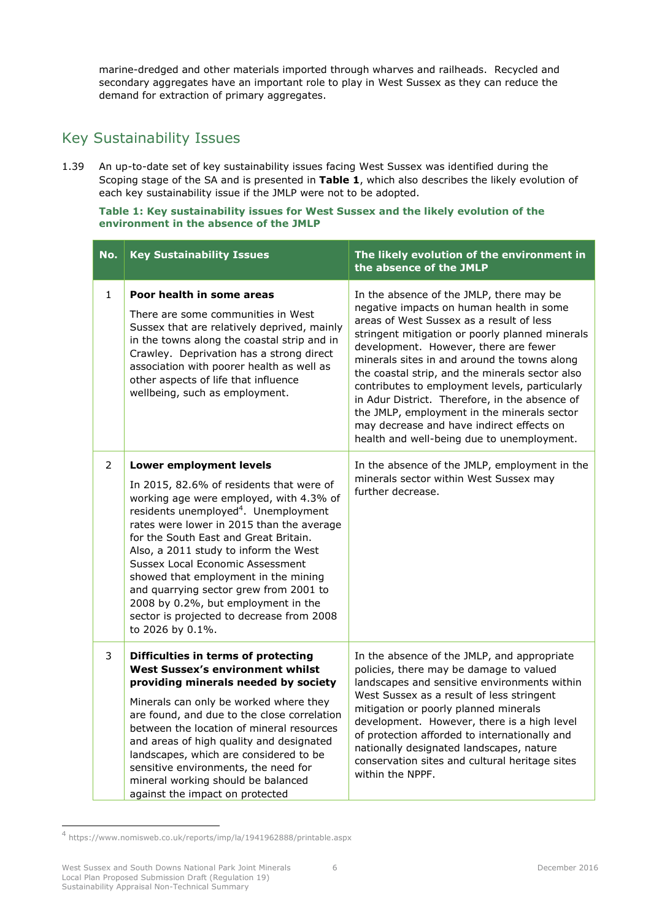marine-dredged and other materials imported through wharves and railheads. Recycled and secondary aggregates have an important role to play in West Sussex as they can reduce the demand for extraction of primary aggregates.

## Key Sustainability Issues

1.39 An up-to-date set of key sustainability issues facing West Sussex was identified during the Scoping stage of the SA and is presented in **Table 1**, which also describes the likely evolution of each key sustainability issue if the JMLP were not to be adopted.

**Table 1: Key sustainability issues for West Sussex and the likely evolution of the environment in the absence of the JMLP**

| No. | Key Sustainability Issues | The likely evolution of the environment in the absence of the JMLP |
|---|---|---|
| 1 | **Poor health in some areas**<br><br>There are some communities in West Sussex that are relatively deprived, mainly in the towns along the coastal strip and in Crawley. Deprivation has a strong direct association with poorer health as well as other aspects of life that influence wellbeing, such as employment. | In the absence of the JMLP, there may be negative impacts on human health in some areas of West Sussex as a result of less stringent mitigation or poorly planned minerals development. However, there are fewer minerals sites in and around the towns along the coastal strip, and the minerals sector also contributes to employment levels, particularly in Adur District. Therefore, in the absence of the JMLP, employment in the minerals sector may decrease and have indirect effects on health and well-being due to unemployment. |
| 2 | **Lower employment levels**<br><br>In 2015, 82.6% of residents that were of working age were employed, with 4.3% of residents unemployed[4]. Unemployment rates were lower in 2015 than the average for the South East and Great Britain. Also, a 2011 study to inform the West Sussex Local Economic Assessment showed that employment in the mining and quarrying sector grew from 2001 to 2008 by 0.2%, but employment in the sector is projected to decrease from 2008 to 2026 by 0.1%. | In the absence of the JMLP, employment in the minerals sector within West Sussex may further decrease. |
| 3 | **Difficulties in terms of protecting West Sussex's environment whilst providing minerals needed by society**<br><br>Minerals can only be worked where they are found, and due to the close correlation between the location of mineral resources and areas of high quality and designated landscapes, which are considered to be sensitive environments, the need for mineral working should be balanced against the impact on protected | In the absence of the JMLP, and appropriate policies, there may be damage to valued landscapes and sensitive environments within West Sussex as a result of less stringent mitigation or poorly planned minerals development. However, there is a high level of protection afforded to internationally and nationally designated landscapes, nature conservation sites and cultural heritage sites within the NPPF. |

[4] https://www.nomisweb.co.uk/reports/imp/la/1941962888/printable.aspx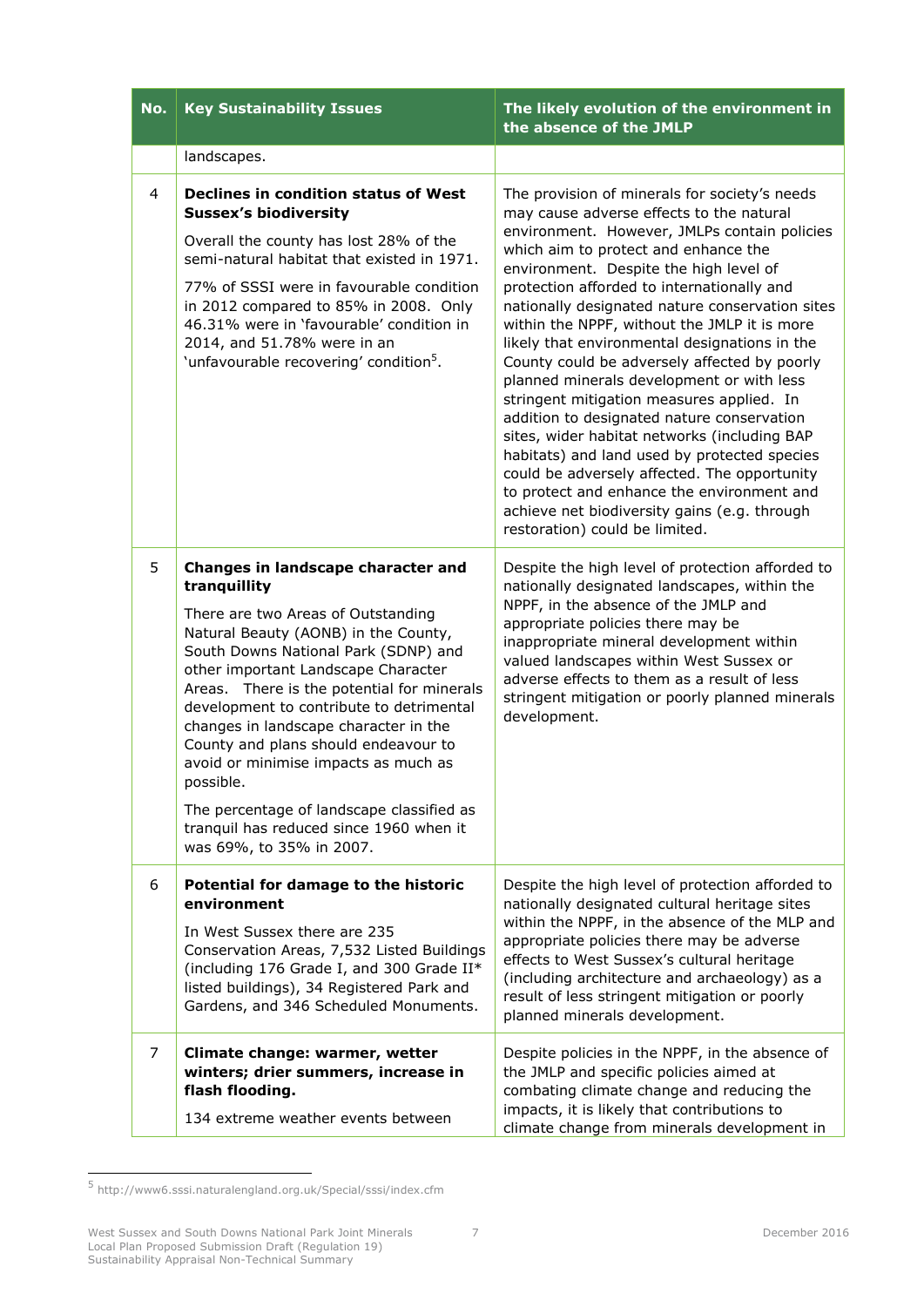| No. | Key Sustainability Issues | The likely evolution of the environment in the absence of the JMLP |
|---|---|---|
| | landscapes. | |
| 4 | **Declines in condition status of West Sussex's biodiversity**<br><br>Overall the county has lost 28% of the semi-natural habitat that existed in 1971.<br><br>77% of SSSI were in favourable condition in 2012 compared to 85% in 2008. Only 46.31% were in 'favourable' condition in 2014, and 51.78% were in an 'unfavourable recovering' condition[5]. | The provision of minerals for society's needs may cause adverse effects to the natural environment. However, JMLPs contain policies which aim to protect and enhance the environment. Despite the high level of protection afforded to internationally and nationally designated nature conservation sites within the NPPF, without the JMLP it is more likely that environmental designations in the County could be adversely affected by poorly planned minerals development or with less stringent mitigation measures applied. In addition to designated nature conservation sites, wider habitat networks (including BAP habitats) and land used by protected species could be adversely affected. The opportunity to protect and enhance the environment and achieve net biodiversity gains (e.g. through restoration) could be limited. |
| 5 | **Changes in landscape character and tranquillity**<br><br>There are two Areas of Outstanding Natural Beauty (AONB) in the County, South Downs National Park (SDNP) and other important Landscape Character Areas. There is the potential for minerals development to contribute to detrimental changes in landscape character in the County and plans should endeavour to avoid or minimise impacts as much as possible.<br><br>The percentage of landscape classified as tranquil has reduced since 1960 when it was 69%, to 35% in 2007. | Despite the high level of protection afforded to nationally designated landscapes, within the NPPF, in the absence of the JMLP and appropriate policies there may be inappropriate mineral development within valued landscapes within West Sussex or adverse effects to them as a result of less stringent mitigation or poorly planned minerals development. |
| 6 | **Potential for damage to the historic environment**<br><br>In West Sussex there are 235 Conservation Areas, 7,532 Listed Buildings (including 176 Grade I, and 300 Grade II* listed buildings), 34 Registered Park and Gardens, and 346 Scheduled Monuments. | Despite the high level of protection afforded to nationally designated cultural heritage sites within the NPPF, in the absence of the MLP and appropriate policies there may be adverse effects to West Sussex's cultural heritage (including architecture and archaeology) as a result of less stringent mitigation or poorly planned minerals development. |
| 7 | **Climate change: warmer, wetter winters; drier summers, increase in flash flooding.**<br><br>134 extreme weather events between | Despite policies in the NPPF, in the absence of the JMLP and specific policies aimed at combating climate change and reducing the impacts, it is likely that contributions to climate change from minerals development in |

[5] http://www6.sssi.naturalengland.org.uk/Special/sssi/index.cfm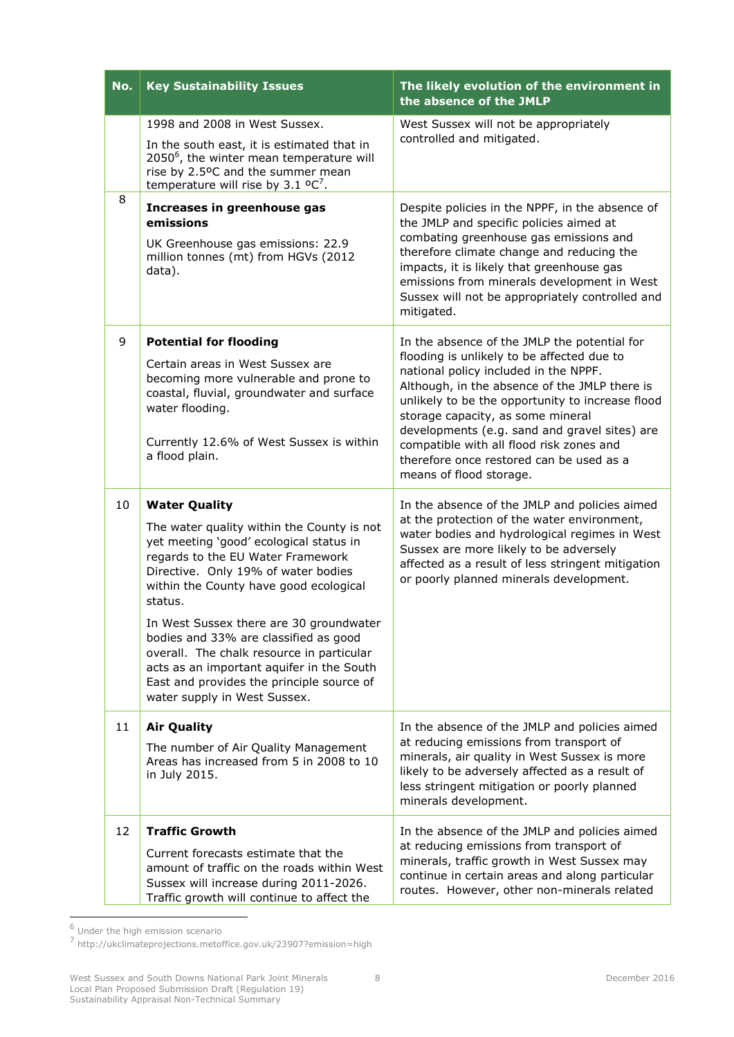| No. | Key Sustainability Issues | The likely evolution of the environment in the absence of the JMLP |
|---|---|---|
| | 1998 and 2008 in West Sussex.<br><br>In the south east, it is estimated that in 2050[6], the winter mean temperature will rise by 2.5ºC and the summer mean temperature will rise by 3.1 ºC[7]. | West Sussex will not be appropriately controlled and mitigated. |
| 8 | **Increases in greenhouse gas emissions**<br><br>UK Greenhouse gas emissions: 22.9 million tonnes (mt) from HGVs (2012 data). | Despite policies in the NPPF, in the absence of the JMLP and specific policies aimed at combating greenhouse gas emissions and therefore climate change and reducing the impacts, it is likely that greenhouse gas emissions from minerals development in West Sussex will not be appropriately controlled and mitigated. |
| 9 | **Potential for flooding**<br><br>Certain areas in West Sussex are becoming more vulnerable and prone to coastal, fluvial, groundwater and surface water flooding.<br><br>Currently 12.6% of West Sussex is within a flood plain. | In the absence of the JMLP the potential for flooding is unlikely to be affected due to national policy included in the NPPF. Although, in the absence of the JMLP there is unlikely to be the opportunity to increase flood storage capacity, as some mineral developments (e.g. sand and gravel sites) are compatible with all flood risk zones and therefore once restored can be used as a means of flood storage. |
| 10 | **Water Quality**<br><br>The water quality within the County is not yet meeting 'good' ecological status in regards to the EU Water Framework Directive. Only 19% of water bodies within the County have good ecological status.<br><br>In West Sussex there are 30 groundwater bodies and 33% are classified as good overall. The chalk resource in particular acts as an important aquifer in the South East and provides the principle source of water supply in West Sussex. | In the absence of the JMLP and policies aimed at the protection of the water environment, water bodies and hydrological regimes in West Sussex are more likely to be adversely affected as a result of less stringent mitigation or poorly planned minerals development. |
| 11 | **Air Quality**<br><br>The number of Air Quality Management Areas has increased from 5 in 2008 to 10 in July 2015. | In the absence of the JMLP and policies aimed at reducing emissions from transport of minerals, air quality in West Sussex is more likely to be adversely affected as a result of less stringent mitigation or poorly planned minerals development. |
| 12 | **Traffic Growth**<br><br>Current forecasts estimate that the amount of traffic on the roads within West Sussex will increase during 2011-2026. Traffic growth will continue to affect the | In the absence of the JMLP and policies aimed at reducing emissions from transport of minerals, traffic growth in West Sussex may continue in certain areas and along particular routes. However, other non-minerals related |

[6] Under the high emission scenario

[7] http://ukclimateprojections.metoffice.gov.uk/23907?emission=high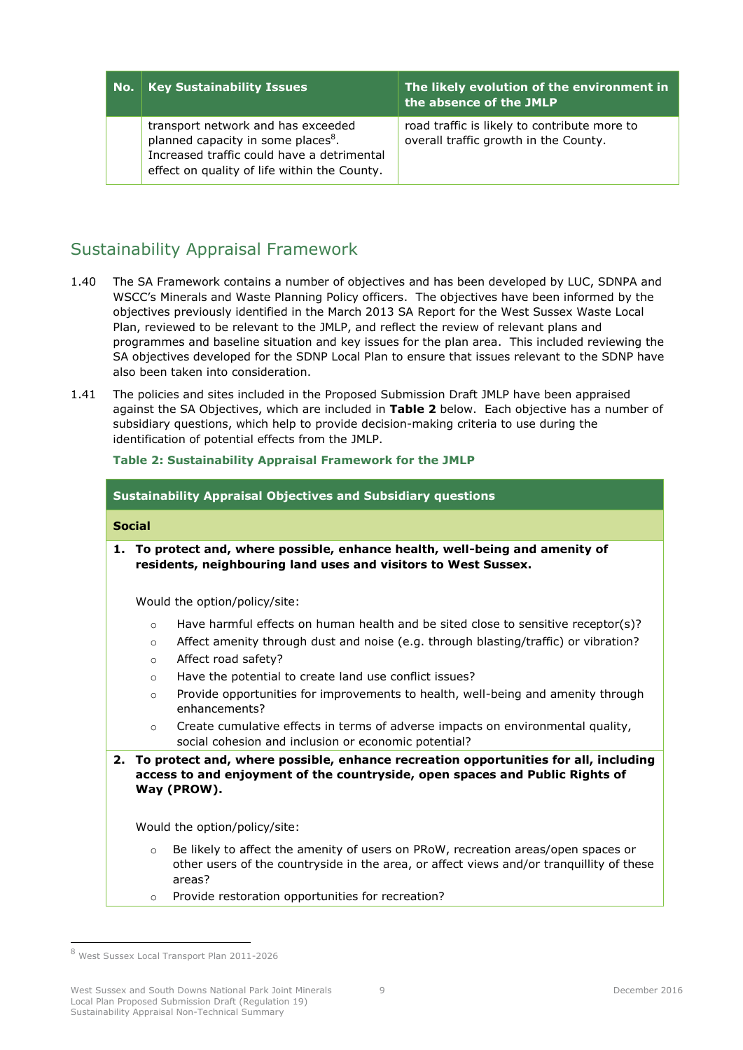| No. | Key Sustainability Issues | The likely evolution of the environment in the absence of the JMLP |
|---|---|---|
| | transport network and has exceeded planned capacity in some places[8]. Increased traffic could have a detrimental effect on quality of life within the County. | road traffic is likely to contribute more to overall traffic growth in the County. |

## Sustainability Appraisal Framework

1.40 The SA Framework contains a number of objectives and has been developed by LUC, SDNPA and WSCC's Minerals and Waste Planning Policy officers. The objectives have been informed by the objectives previously identified in the March 2013 SA Report for the West Sussex Waste Local Plan, reviewed to be relevant to the JMLP, and reflect the review of relevant plans and programmes and baseline situation and key issues for the plan area. This included reviewing the SA objectives developed for the SDNP Local Plan to ensure that issues relevant to the SDNP have also been taken into consideration.

1.41 The policies and sites included in the Proposed Submission Draft JMLP have been appraised against the SA Objectives, which are included in **Table 2** below. Each objective has a number of subsidiary questions, which help to provide decision-making criteria to use during the identification of potential effects from the JMLP.

**Table 2: Sustainability Appraisal Framework for the JMLP**

| Sustainability Appraisal Objectives and Subsidiary questions |
|---|
| **Social** |
| **1. To protect and, where possible, enhance health, well-being and amenity of residents, neighbouring land uses and visitors to West Sussex.**<br><br>Would the option/policy/site:<br>○ Have harmful effects on human health and be sited close to sensitive receptor(s)?<br>○ Affect amenity through dust and noise (e.g. through blasting/traffic) or vibration?<br>○ Affect road safety?<br>○ Have the potential to create land use conflict issues?<br>○ Provide opportunities for improvements to health, well-being and amenity through enhancements?<br>○ Create cumulative effects in terms of adverse impacts on environmental quality, social cohesion and inclusion or economic potential? |
| **2. To protect and, where possible, enhance recreation opportunities for all, including access to and enjoyment of the countryside, open spaces and Public Rights of Way (PROW).**<br><br>Would the option/policy/site:<br>○ Be likely to affect the amenity of users on PRoW, recreation areas/open spaces or other users of the countryside in the area, or affect views and/or tranquillity of these areas?<br>○ Provide restoration opportunities for recreation? |

[8] West Sussex Local Transport Plan 2011-2026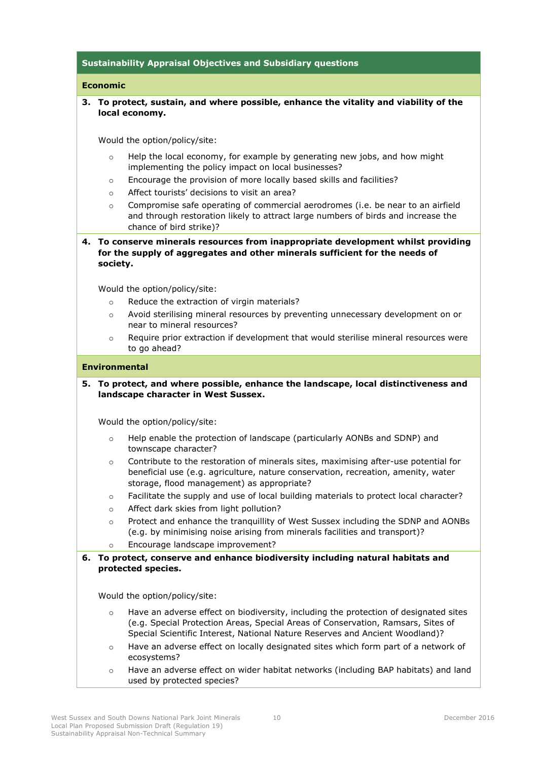**Sustainability Appraisal Objectives and Subsidiary questions**

**Economic**

**3. To protect, sustain, and where possible, enhance the vitality and viability of the local economy.**

Would the option/policy/site:

- Help the local economy, for example by generating new jobs, and how might implementing the policy impact on local businesses?
- Encourage the provision of more locally based skills and facilities?
- Affect tourists' decisions to visit an area?
- Compromise safe operating of commercial aerodromes (i.e. be near to an airfield and through restoration likely to attract large numbers of birds and increase the chance of bird strike)?

**4. To conserve minerals resources from inappropriate development whilst providing for the supply of aggregates and other minerals sufficient for the needs of society.**

Would the option/policy/site:

- Reduce the extraction of virgin materials?
- Avoid sterilising mineral resources by preventing unnecessary development on or near to mineral resources?
- Require prior extraction if development that would sterilise mineral resources were to go ahead?

**Environmental**

**5. To protect, and where possible, enhance the landscape, local distinctiveness and landscape character in West Sussex.**

Would the option/policy/site:

- Help enable the protection of landscape (particularly AONBs and SDNP) and townscape character?
- Contribute to the restoration of minerals sites, maximising after-use potential for beneficial use (e.g. agriculture, nature conservation, recreation, amenity, water storage, flood management) as appropriate?
- Facilitate the supply and use of local building materials to protect local character?
- Affect dark skies from light pollution?
- Protect and enhance the tranquillity of West Sussex including the SDNP and AONBs (e.g. by minimising noise arising from minerals facilities and transport)?
- Encourage landscape improvement?

**6. To protect, conserve and enhance biodiversity including natural habitats and protected species.**

Would the option/policy/site:

- Have an adverse effect on biodiversity, including the protection of designated sites (e.g. Special Protection Areas, Special Areas of Conservation, Ramsars, Sites of Special Scientific Interest, National Nature Reserves and Ancient Woodland)?
- Have an adverse effect on locally designated sites which form part of a network of ecosystems?
- Have an adverse effect on wider habitat networks (including BAP habitats) and land used by protected species?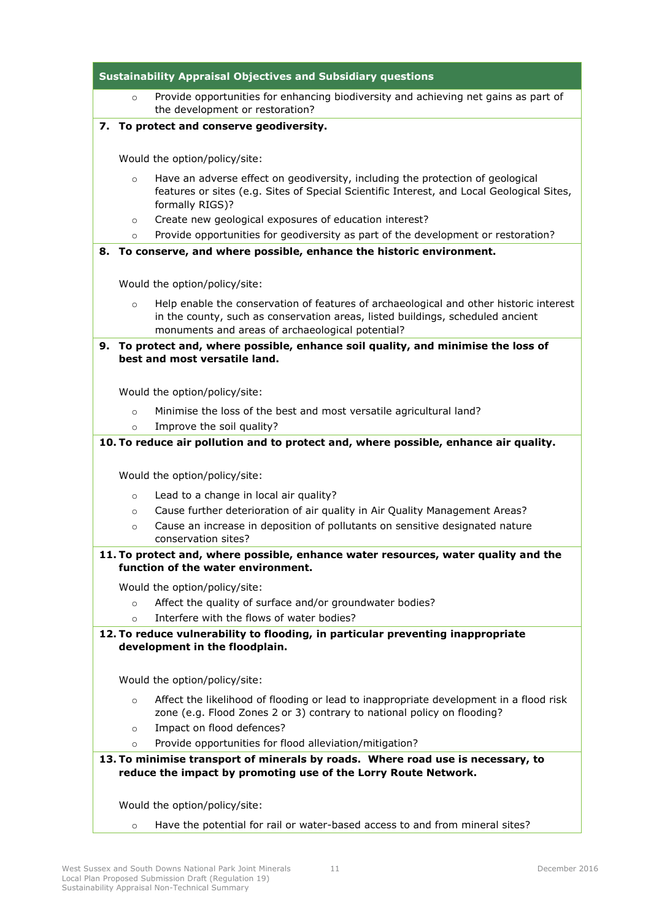| Sustainability Appraisal Objectives and Subsidiary questions |
|---|
| ○ Provide opportunities for enhancing biodiversity and achieving net gains as part of the development or restoration? |
| **7. To protect and conserve geodiversity.**<br><br>Would the option/policy/site:<br>○ Have an adverse effect on geodiversity, including the protection of geological features or sites (e.g. Sites of Special Scientific Interest, and Local Geological Sites, formally RIGS)?<br>○ Create new geological exposures of education interest?<br>○ Provide opportunities for geodiversity as part of the development or restoration? |
| **8. To conserve, and where possible, enhance the historic environment.**<br><br>Would the option/policy/site:<br>○ Help enable the conservation of features of archaeological and other historic interest in the county, such as conservation areas, listed buildings, scheduled ancient monuments and areas of archaeological potential? |
| **9. To protect and, where possible, enhance soil quality, and minimise the loss of best and most versatile land.**<br><br>Would the option/policy/site:<br>○ Minimise the loss of the best and most versatile agricultural land?<br>○ Improve the soil quality? |
| **10. To reduce air pollution and to protect and, where possible, enhance air quality.**<br><br>Would the option/policy/site:<br>○ Lead to a change in local air quality?<br>○ Cause further deterioration of air quality in Air Quality Management Areas?<br>○ Cause an increase in deposition of pollutants on sensitive designated nature conservation sites? |
| **11. To protect and, where possible, enhance water resources, water quality and the function of the water environment.**<br><br>Would the option/policy/site:<br>○ Affect the quality of surface and/or groundwater bodies?<br>○ Interfere with the flows of water bodies? |
| **12. To reduce vulnerability to flooding, in particular preventing inappropriate development in the floodplain.**<br><br>Would the option/policy/site:<br>○ Affect the likelihood of flooding or lead to inappropriate development in a flood risk zone (e.g. Flood Zones 2 or 3) contrary to national policy on flooding?<br>○ Impact on flood defences?<br>○ Provide opportunities for flood alleviation/mitigation? |
| **13. To minimise transport of minerals by roads. Where road use is necessary, to reduce the impact by promoting use of the Lorry Route Network.**<br><br>Would the option/policy/site:<br>○ Have the potential for rail or water-based access to and from mineral sites? |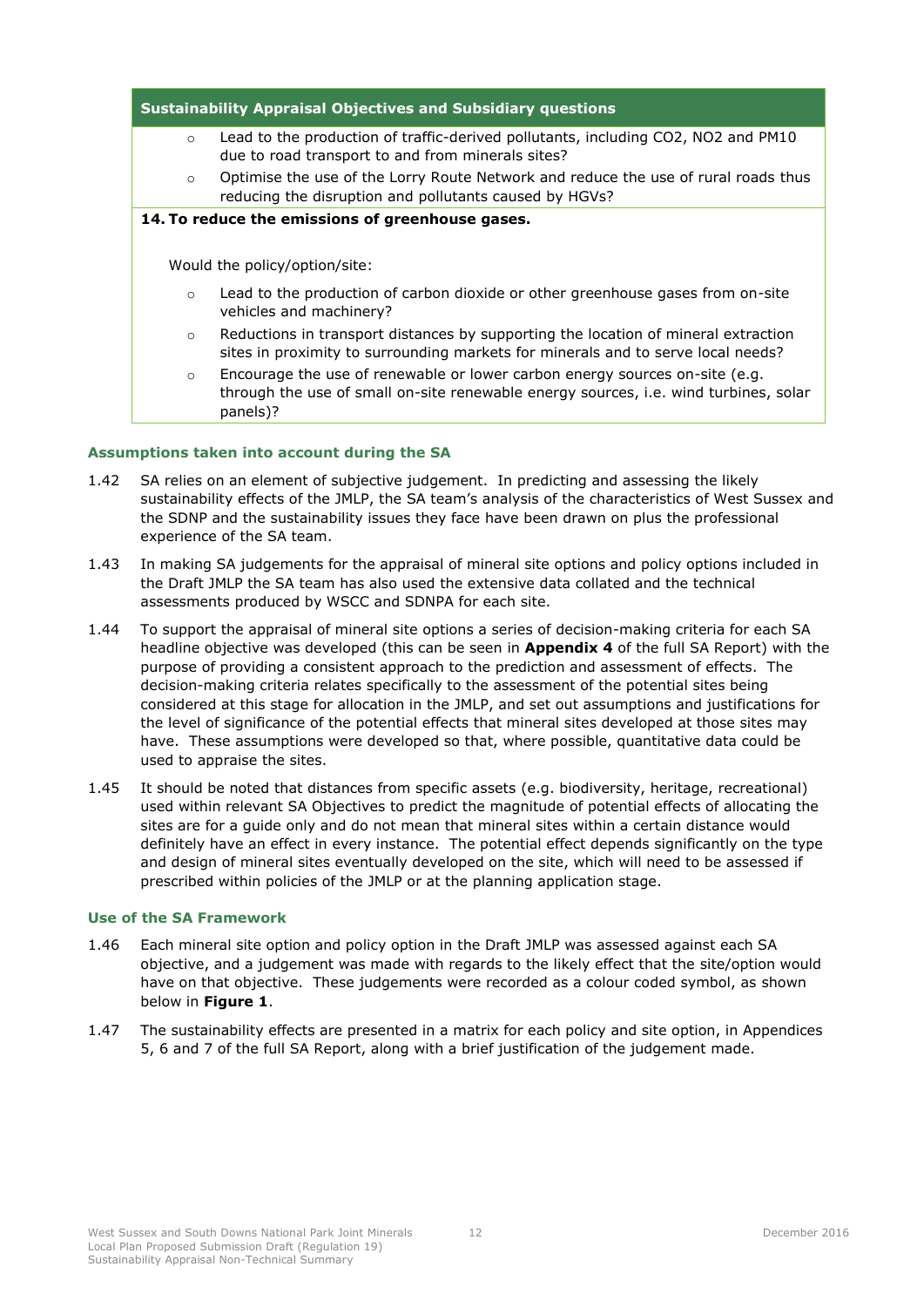| Sustainability Appraisal Objectives and Subsidiary questions |
| --- |
| ○ Lead to the production of traffic-derived pollutants, including $CO_2$, $NO_2$ and $PM_{10}$ due to road transport to and from minerals sites?<br>○ Optimise the use of the Lorry Route Network and reduce the use of rural roads thus reducing the disruption and pollutants caused by HGVs? |
| **14. To reduce the emissions of greenhouse gases.**<br><br>Would the policy/option/site:<br><br>○ Lead to the production of carbon dioxide or other greenhouse gases from on-site vehicles and machinery?<br>○ Reductions in transport distances by supporting the location of mineral extraction sites in proximity to surrounding markets for minerals and to serve local needs?<br>○ Encourage the use of renewable or lower carbon energy sources on-site (e.g. through the use of small on-site renewable energy sources, i.e. wind turbines, solar panels)? |

### Assumptions taken into account during the SA

1.42 SA relies on an element of subjective judgement. In predicting and assessing the likely sustainability effects of the JMLP, the SA team's analysis of the characteristics of West Sussex and the SDNP and the sustainability issues they face have been drawn on plus the professional experience of the SA team.

1.43 In making SA judgements for the appraisal of mineral site options and policy options included in the Draft JMLP the SA team has also used the extensive data collated and the technical assessments produced by WSCC and SDNPA for each site.

1.44 To support the appraisal of mineral site options a series of decision-making criteria for each SA headline objective was developed (this can be seen in **Appendix 4** of the full SA Report) with the purpose of providing a consistent approach to the prediction and assessment of effects. The decision-making criteria relates specifically to the assessment of the potential sites being considered at this stage for allocation in the JMLP, and set out assumptions and justifications for the level of significance of the potential effects that mineral sites developed at those sites may have. These assumptions were developed so that, where possible, quantitative data could be used to appraise the sites.

1.45 It should be noted that distances from specific assets (e.g. biodiversity, heritage, recreational) used within relevant SA Objectives to predict the magnitude of potential effects of allocating the sites are for a guide only and do not mean that mineral sites within a certain distance would definitely have an effect in every instance. The potential effect depends significantly on the type and design of mineral sites eventually developed on the site, which will need to be assessed if prescribed within policies of the JMLP or at the planning application stage.

### Use of the SA Framework

1.46 Each mineral site option and policy option in the Draft JMLP was assessed against each SA objective, and a judgement was made with regards to the likely effect that the site/option would have on that objective. These judgements were recorded as a colour coded symbol, as shown below in **Figure 1**.

1.47 The sustainability effects are presented in a matrix for each policy and site option, in Appendices 5, 6 and 7 of the full SA Report, along with a brief justification of the judgement made.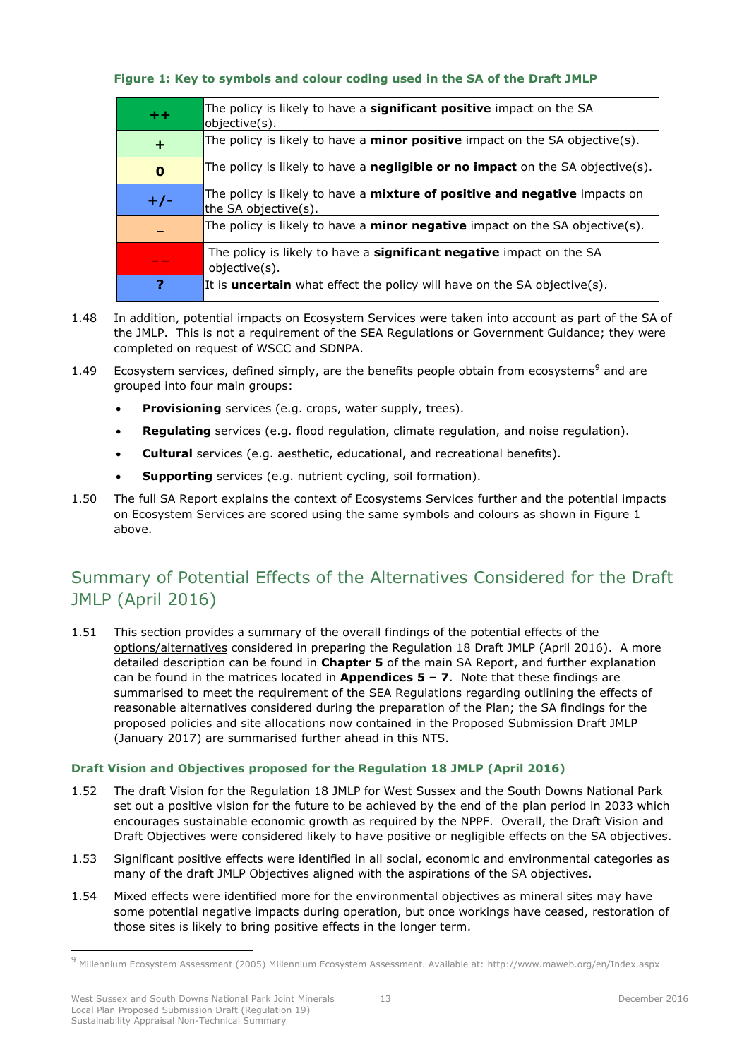**Figure 1: Key to symbols and colour coding used in the SA of the Draft JMLP**

| | |
|---|---|
| ++ | The policy is likely to have a **significant positive** impact on the SA objective(s). |
| + | The policy is likely to have a **minor positive** impact on the SA objective(s). |
| 0 | The policy is likely to have a **negligible or no impact** on the SA objective(s). |
| +/- | The policy is likely to have a **mixture of positive and negative** impacts on the SA objective(s). |
| – | The policy is likely to have a **minor negative** impact on the SA objective(s). |
| – – | The policy is likely to have a **significant negative** impact on the SA objective(s). |
| ? | It is **uncertain** what effect the policy will have on the SA objective(s). |

1.48 In addition, potential impacts on Ecosystem Services were taken into account as part of the SA of the JMLP. This is not a requirement of the SEA Regulations or Government Guidance; they were completed on request of WSCC and SDNPA.

1.49 Ecosystem services, defined simply, are the benefits people obtain from ecosystems[9] and are grouped into four main groups:

- **Provisioning** services (e.g. crops, water supply, trees).
- **Regulating** services (e.g. flood regulation, climate regulation, and noise regulation).
- **Cultural** services (e.g. aesthetic, educational, and recreational benefits).
- **Supporting** services (e.g. nutrient cycling, soil formation).

1.50 The full SA Report explains the context of Ecosystems Services further and the potential impacts on Ecosystem Services are scored using the same symbols and colours as shown in Figure 1 above.

## Summary of Potential Effects of the Alternatives Considered for the Draft JMLP (April 2016)

1.51 This section provides a summary of the overall findings of the potential effects of the options/alternatives considered in preparing the Regulation 18 Draft JMLP (April 2016). A more detailed description can be found in **Chapter 5** of the main SA Report, and further explanation can be found in the matrices located in **Appendices 5 – 7**. Note that these findings are summarised to meet the requirement of the SEA Regulations regarding outlining the effects of reasonable alternatives considered during the preparation of the Plan; the SA findings for the proposed policies and site allocations now contained in the Proposed Submission Draft JMLP (January 2017) are summarised further ahead in this NTS.

### Draft Vision and Objectives proposed for the Regulation 18 JMLP (April 2016)

1.52 The draft Vision for the Regulation 18 JMLP for West Sussex and the South Downs National Park set out a positive vision for the future to be achieved by the end of the plan period in 2033 which encourages sustainable economic growth as required by the NPPF. Overall, the Draft Vision and Draft Objectives were considered likely to have positive or negligible effects on the SA objectives.

1.53 Significant positive effects were identified in all social, economic and environmental categories as many of the draft JMLP Objectives aligned with the aspirations of the SA objectives.

1.54 Mixed effects were identified more for the environmental objectives as mineral sites may have some potential negative impacts during operation, but once workings have ceased, restoration of those sites is likely to bring positive effects in the longer term.

[9] Millennium Ecosystem Assessment (2005) Millennium Ecosystem Assessment. Available at: http://www.maweb.org/en/Index.aspx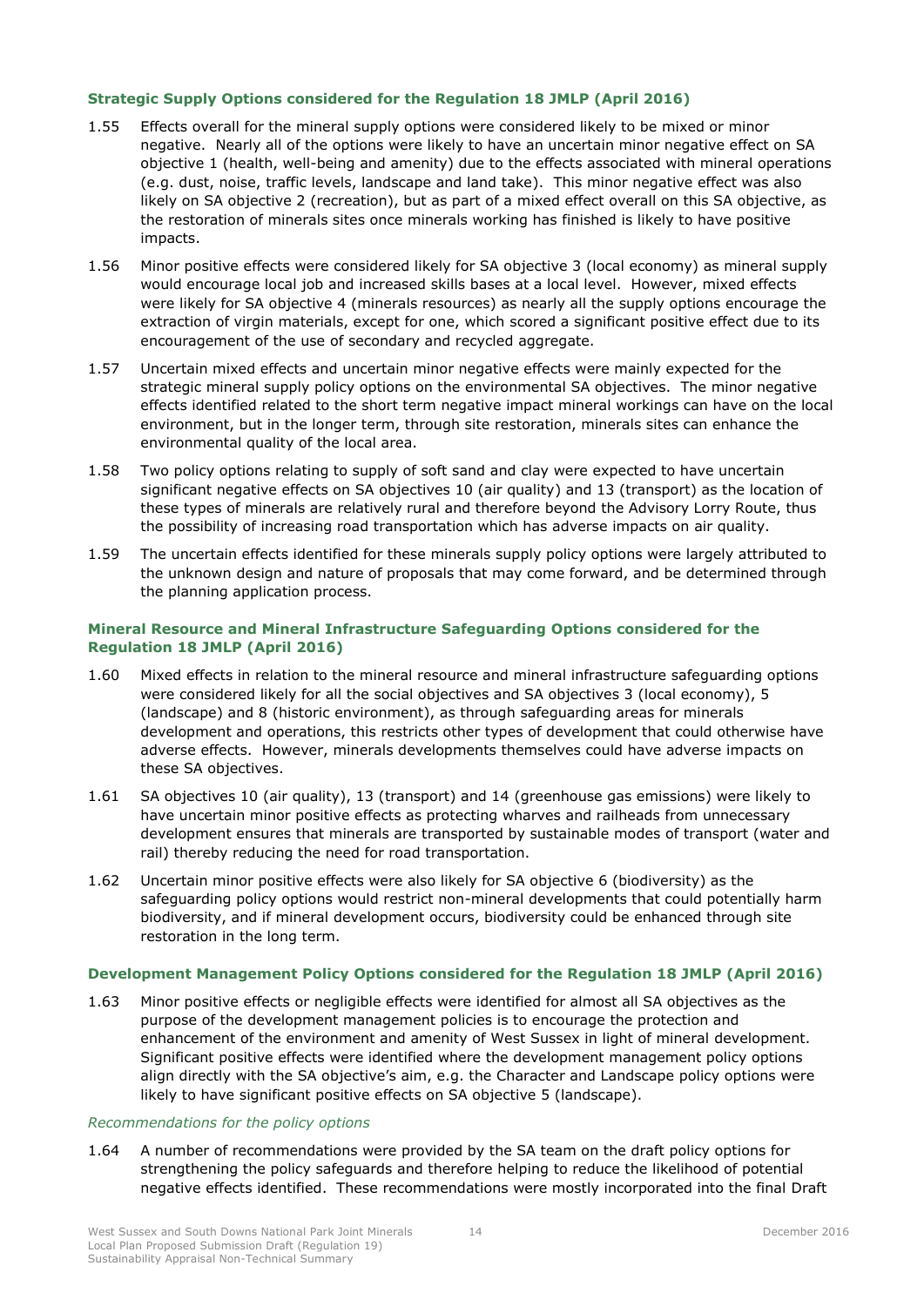### Strategic Supply Options considered for the Regulation 18 JMLP (April 2016)

1.55 Effects overall for the mineral supply options were considered likely to be mixed or minor negative. Nearly all of the options were likely to have an uncertain minor negative effect on SA objective 1 (health, well-being and amenity) due to the effects associated with mineral operations (e.g. dust, noise, traffic levels, landscape and land take). This minor negative effect was also likely on SA objective 2 (recreation), but as part of a mixed effect overall on this SA objective, as the restoration of minerals sites once minerals working has finished is likely to have positive impacts.

1.56 Minor positive effects were considered likely for SA objective 3 (local economy) as mineral supply would encourage local job and increased skills bases at a local level. However, mixed effects were likely for SA objective 4 (minerals resources) as nearly all the supply options encourage the extraction of virgin materials, except for one, which scored a significant positive effect due to its encouragement of the use of secondary and recycled aggregate.

1.57 Uncertain mixed effects and uncertain minor negative effects were mainly expected for the strategic mineral supply policy options on the environmental SA objectives. The minor negative effects identified related to the short term negative impact mineral workings can have on the local environment, but in the longer term, through site restoration, minerals sites can enhance the environmental quality of the local area.

1.58 Two policy options relating to supply of soft sand and clay were expected to have uncertain significant negative effects on SA objectives 10 (air quality) and 13 (transport) as the location of these types of minerals are relatively rural and therefore beyond the Advisory Lorry Route, thus the possibility of increasing road transportation which has adverse impacts on air quality.

1.59 The uncertain effects identified for these minerals supply policy options were largely attributed to the unknown design and nature of proposals that may come forward, and be determined through the planning application process.

### Mineral Resource and Mineral Infrastructure Safeguarding Options considered for the Regulation 18 JMLP (April 2016)

1.60 Mixed effects in relation to the mineral resource and mineral infrastructure safeguarding options were considered likely for all the social objectives and SA objectives 3 (local economy), 5 (landscape) and 8 (historic environment), as through safeguarding areas for minerals development and operations, this restricts other types of development that could otherwise have adverse effects. However, minerals developments themselves could have adverse impacts on these SA objectives.

1.61 SA objectives 10 (air quality), 13 (transport) and 14 (greenhouse gas emissions) were likely to have uncertain minor positive effects as protecting wharves and railheads from unnecessary development ensures that minerals are transported by sustainable modes of transport (water and rail) thereby reducing the need for road transportation.

1.62 Uncertain minor positive effects were also likely for SA objective 6 (biodiversity) as the safeguarding policy options would restrict non-mineral developments that could potentially harm biodiversity, and if mineral development occurs, biodiversity could be enhanced through site restoration in the long term.

### Development Management Policy Options considered for the Regulation 18 JMLP (April 2016)

1.63 Minor positive effects or negligible effects were identified for almost all SA objectives as the purpose of the development management policies is to encourage the protection and enhancement of the environment and amenity of West Sussex in light of mineral development. Significant positive effects were identified where the development management policy options align directly with the SA objective's aim, e.g. the Character and Landscape policy options were likely to have significant positive effects on SA objective 5 (landscape).

*Recommendations for the policy options*

1.64 A number of recommendations were provided by the SA team on the draft policy options for strengthening the policy safeguards and therefore helping to reduce the likelihood of potential negative effects identified. These recommendations were mostly incorporated into the final Draft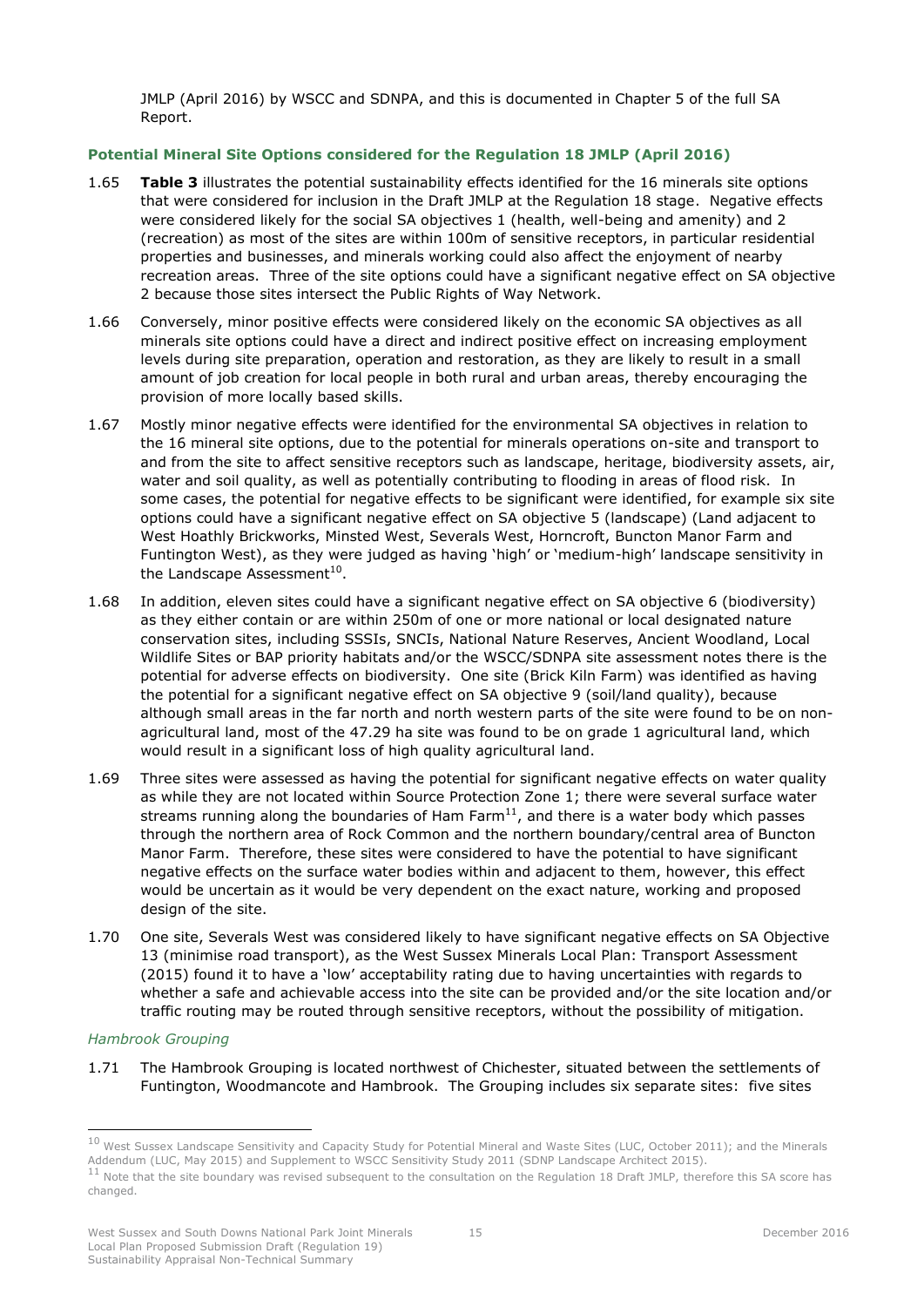JMLP (April 2016) by WSCC and SDNPA, and this is documented in Chapter 5 of the full SA Report.

### Potential Mineral Site Options considered for the Regulation 18 JMLP (April 2016)

1.65 **Table 3** illustrates the potential sustainability effects identified for the 16 minerals site options that were considered for inclusion in the Draft JMLP at the Regulation 18 stage. Negative effects were considered likely for the social SA objectives 1 (health, well-being and amenity) and 2 (recreation) as most of the sites are within 100m of sensitive receptors, in particular residential properties and businesses, and minerals working could also affect the enjoyment of nearby recreation areas. Three of the site options could have a significant negative effect on SA objective 2 because those sites intersect the Public Rights of Way Network.

1.66 Conversely, minor positive effects were considered likely on the economic SA objectives as all minerals site options could have a direct and indirect positive effect on increasing employment levels during site preparation, operation and restoration, as they are likely to result in a small amount of job creation for local people in both rural and urban areas, thereby encouraging the provision of more locally based skills.

1.67 Mostly minor negative effects were identified for the environmental SA objectives in relation to the 16 mineral site options, due to the potential for minerals operations on-site and transport to and from the site to affect sensitive receptors such as landscape, heritage, biodiversity assets, air, water and soil quality, as well as potentially contributing to flooding in areas of flood risk. In some cases, the potential for negative effects to be significant were identified, for example six site options could have a significant negative effect on SA objective 5 (landscape) (Land adjacent to West Hoathly Brickworks, Minsted West, Severals West, Horncroft, Buncton Manor Farm and Funtington West), as they were judged as having 'high' or 'medium-high' landscape sensitivity in the Landscape Assessment[10].

1.68 In addition, eleven sites could have a significant negative effect on SA objective 6 (biodiversity) as they either contain or are within 250m of one or more national or local designated nature conservation sites, including SSSIs, SNCIs, National Nature Reserves, Ancient Woodland, Local Wildlife Sites or BAP priority habitats and/or the WSCC/SDNPA site assessment notes there is the potential for adverse effects on biodiversity. One site (Brick Kiln Farm) was identified as having the potential for a significant negative effect on SA objective 9 (soil/land quality), because although small areas in the far north and north western parts of the site were found to be on non-agricultural land, most of the 47.29 ha site was found to be grade 1 agricultural land, which would result in a significant loss of high quality agricultural land.

1.69 Three sites were assessed as having the potential for significant negative effects on water quality as while they are not located within Source Protection Zone 1; there were several surface water streams running along the boundaries of Ham Farm[11], and there is a water body which passes through the northern area of Rock Common and the northern boundary/central area of Buncton Manor Farm. Therefore, these sites were considered to have the potential to have significant negative effects on the surface water bodies within and adjacent to them, however, this effect would be uncertain as it would be very dependent on the exact nature, working and proposed design of the site.

1.70 One site, Severals West was considered likely to have significant negative effects on SA Objective 13 (minimise road transport), as the West Sussex Minerals Local Plan: Transport Assessment (2015) found it to have a 'low' acceptability rating due to having uncertainties with regards to whether a safe and achievable access into the site can be provided and/or the site location and/or traffic routing may be routed through sensitive receptors, without the possibility of mitigation.

*Hambrook Grouping*

1.71 The Hambrook Grouping is located northwest of Chichester, situated between the settlements of Funtington, Woodmancote and Hambrook. The Grouping includes six separate sites: five sites

---

[10] West Sussex Landscape Sensitivity and Capacity Study for Potential Mineral and Waste Sites (LUC, October 2011); and the Minerals Addendum (LUC, May 2015) and Supplement to WSCC Sensitivity Study 2011 (SDNP Landscape Architect 2015).

[11] Note that the site boundary was revised subsequent to the consultation on the Regulation 18 Draft JMLP, therefore this SA score has changed.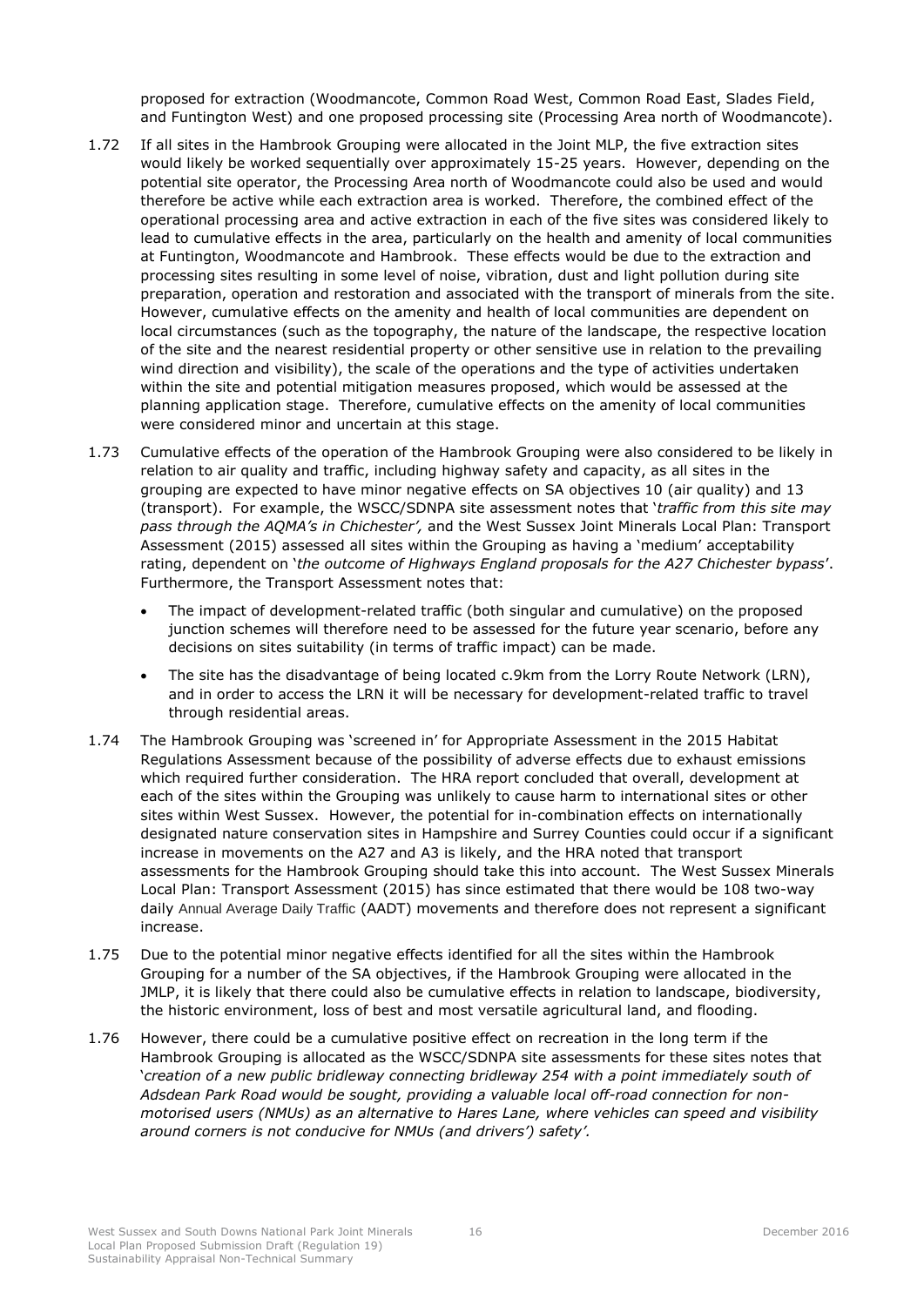proposed for extraction (Woodmancote, Common Road West, Common Road East, Slades Field, and Funtington West) and one proposed processing site (Processing Area north of Woodmancote).

1.72 If all sites in the Hambrook Grouping were allocated in the Joint MLP, the five extraction sites would likely be worked sequentially over approximately 15-25 years. However, depending on the potential site operator, the Processing Area north of Woodmancote could also be used and would therefore be active while each extraction area is worked. Therefore, the combined effect of the operational processing area and active extraction in each of the five sites was considered likely to lead to cumulative effects in the area, particularly on the health and amenity of local communities at Funtington, Woodmancote and Hambrook. These effects would be due to the extraction and processing sites resulting in some level of noise, vibration, dust and light pollution during site preparation, operation and restoration and associated with the transport of minerals from the site. However, cumulative effects on the amenity and health of local communities are dependent on local circumstances (such as the topography, the nature of the landscape, the respective location of the site and the nearest residential property or other sensitive use in relation to the prevailing wind direction and visibility), the scale of the operations and the type of activities undertaken within the site and potential mitigation measures proposed, which would be assessed at the planning application stage. Therefore, cumulative effects on the amenity of local communities were considered minor and uncertain at this stage.

1.73 Cumulative effects of the operation of the Hambrook Grouping were also considered to be likely in relation to air quality and traffic, including highway safety and capacity, as all sites in the grouping are expected to have minor negative effects on SA objectives 10 (air quality) and 13 (transport). For example, the WSCC/SDNPA site assessment notes that '*traffic from this site may pass through the AQMA's in Chichester',* and the West Sussex Joint Minerals Local Plan: Transport Assessment (2015) assessed all sites within the Grouping as having a 'medium' acceptability rating, dependent on '*the outcome of Highways England proposals for the A27 Chichester bypass*'. Furthermore, the Transport Assessment notes that:

- The impact of development-related traffic (both singular and cumulative) on the proposed junction schemes will therefore need to be assessed for the future year scenario, before any decisions on sites suitability (in terms of traffic impact) can be made.
- The site has the disadvantage of being located c.9km from the Lorry Route Network (LRN), and in order to access the LRN it will be necessary for development-related traffic to travel through residential areas.

1.74 The Hambrook Grouping was 'screened in' for Appropriate Assessment in the 2015 Habitat Regulations Assessment because of the possibility of adverse effects due to exhaust emissions which required further consideration. The HRA report concluded that overall, development at each of the sites within the Grouping was unlikely to cause harm to international sites or other sites within West Sussex. However, the potential for in-combination effects on internationally designated nature conservation sites in Hampshire and Surrey Counties could occur if a significant increase in movements on the A27 and A3 is likely, and the HRA noted that transport assessments for the Hambrook Grouping should take this into account. The West Sussex Minerals Local Plan: Transport Assessment (2015) has since estimated that there would be 108 two-way daily Annual Average Daily Traffic (AADT) movements and therefore does not represent a significant increase.

1.75 Due to the potential minor negative effects identified for all the sites within the Hambrook Grouping for a number of the SA objectives, if the Hambrook Grouping were allocated in the JMLP, it is likely that there could also be cumulative effects in relation to landscape, biodiversity, the historic environment, loss of best and most versatile agricultural land, and flooding.

1.76 However, there could be a cumulative positive effect on recreation in the long term if the Hambrook Grouping is allocated as the WSCC/SDNPA site assessments for these sites notes that '*creation of a new public bridleway connecting bridleway 254 with a point immediately south of Adsdean Park Road would be sought, providing a valuable local off-road connection for non-motorised users (NMUs) as an alternative to Hares Lane, where vehicles can speed and visibility around corners is not conducive for NMUs (and drivers') safety'.*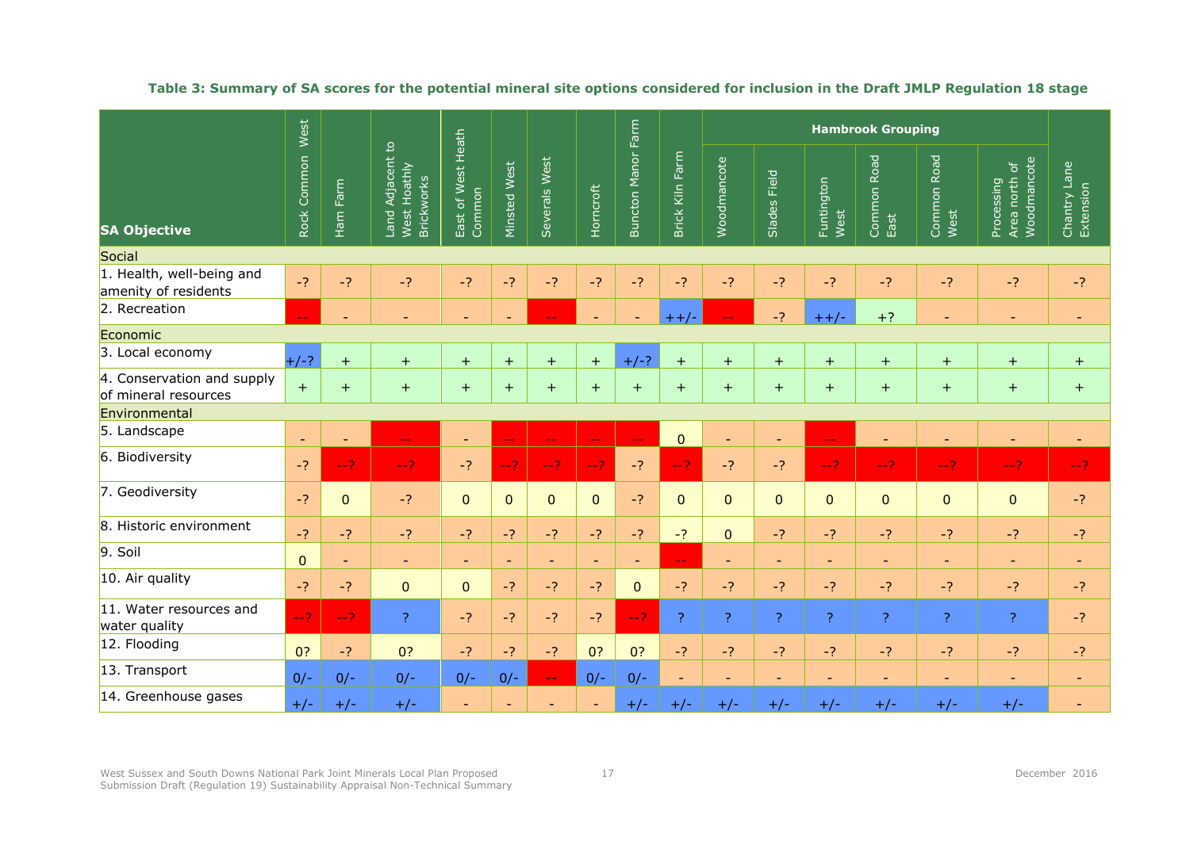**Table 3: Summary of SA scores for the potential mineral site options considered for inclusion in the Draft JMLP Regulation 18 stage**

| SA Objective | Rock Common West | Ham Farm | Land Adjacent to West Hoathly Brickworks | East of West Heath Common | Minsted West | Severals West | Horncroft | Buncton Manor Farm | Brick Kiln Farm | Hambrook Grouping | | | | | | Chantry Lane Extension |
|---|---|---|---|---|---|---|---|---|---|---|---|---|---|---|---|---|
| | | | | | | | | | | Woodmancote | Slades Field | Funtington West | Common Road East | Common Road West | Processing Area north of Woodmancote | |
| **Social** | | | | | | | | | | | | | | | | |
| 1. Health, well-being and amenity of residents | -? | -? | -? | -? | -? | -? | -? | -? | -? | -? | -? | -? | -? | -? | -? | -? |
| 2. Recreation | -- | - | - | - | - | -- | - | - | ++/- | -- | -? | ++/- | +? | - | - | - |
| **Economic** | | | | | | | | | | | | | | | | |
| 3. Local economy | +/-? | + | + | + | + | + | + | +/-? | + | + | + | + | + | + | + | + |
| 4. Conservation and supply of mineral resources | + | + | + | + | + | + | + | + | + | + | + | + | + | + | + | + |
| **Environmental** | | | | | | | | | | | | | | | | |
| 5. Landscape | - | - | -- | - | -- | -- | -- | -- | 0 | - | - | -- | - | - | - | - |
| 6. Biodiversity | -? | --? | --? | -? | --? | --? | --? | -? | --? | -? | -? | --? | --? | --? | --? | --? |
| 7. Geodiversity | -? | 0 | -? | 0 | 0 | 0 | 0 | -? | 0 | 0 | 0 | 0 | 0 | 0 | 0 | -? |
| 8. Historic environment | -? | -? | -? | -? | -? | -? | -? | -? | -? | 0 | -? | -? | -? | -? | -? | -? |
| 9. Soil | 0 | - | - | - | - | - | - | - | -- | - | - | - | - | - | - | - |
| 10. Air quality | -? | -? | 0 | 0 | -? | -? | -? | 0 | -? | -? | -? | -? | -? | -? | -? | -? |
| 11. Water resources and water quality | --? | --? | ? | -? | -? | -? | -? | --? | ? | ? | ? | ? | ? | ? | ? | -? |
| 12. Flooding | 0? | -? | 0? | -? | -? | -? | 0? | 0? | -? | -? | -? | -? | -? | -? | -? | -? |
| 13. Transport | 0/- | 0/- | 0/- | 0/- | 0/- | -- | 0/- | 0/- | - | - | - | - | - | - | - | - |
| 14. Greenhouse gases | +/- | +/- | +/- | - | - | - | - | +/- | +/- | +/- | +/- | +/- | +/- | +/- | +/- | - |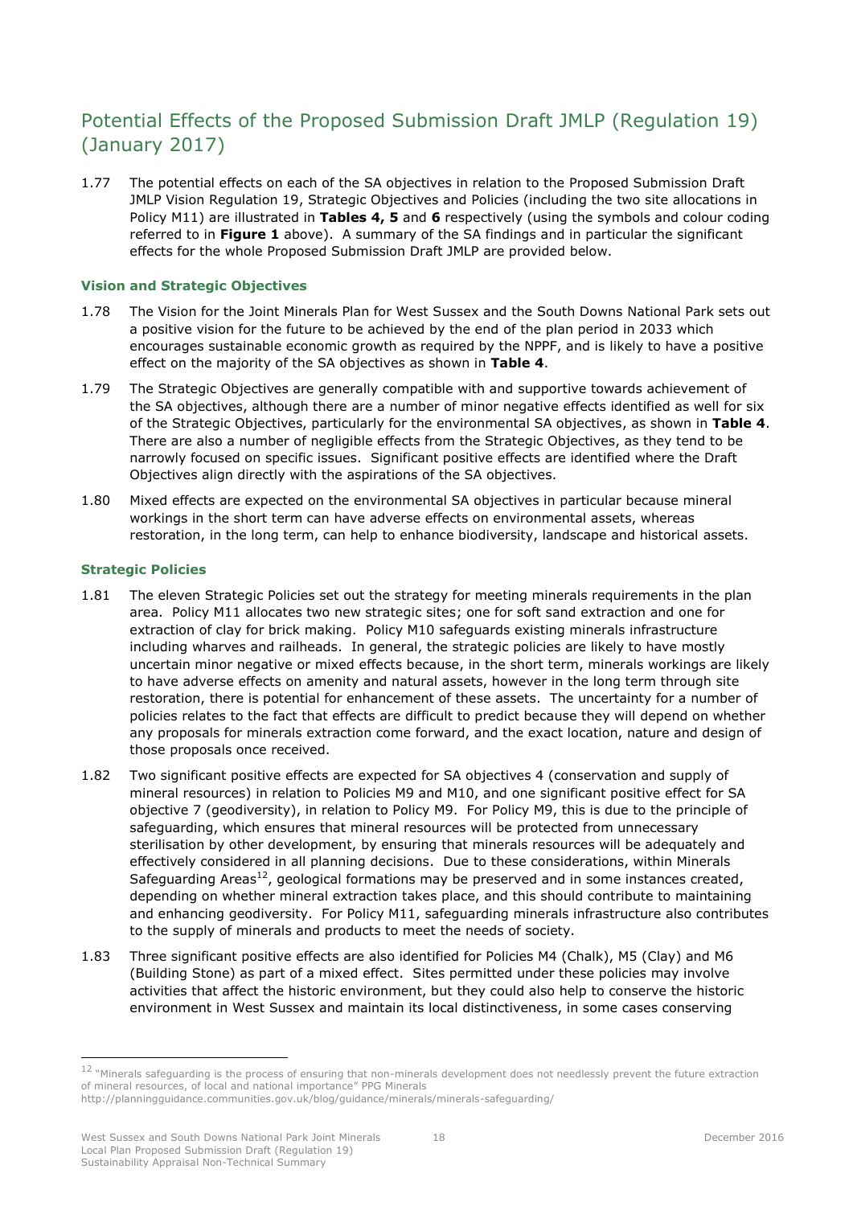## Potential Effects of the Proposed Submission Draft JMLP (Regulation 19) (January 2017)

1.77 The potential effects on each of the SA objectives in relation to the Proposed Submission Draft JMLP Vision Regulation 19, Strategic Objectives and Policies (including the two site allocations in Policy M11) are illustrated in **Tables 4, 5** and **6** respectively (using the symbols and colour coding referred to in **Figure 1** above). A summary of the SA findings and in particular the significant effects for the whole Proposed Submission Draft JMLP are provided below.

### Vision and Strategic Objectives

1.78 The Vision for the Joint Minerals Plan for West Sussex and the South Downs National Park sets out a positive vision for the future to be achieved by the end of the plan period in 2033 which encourages sustainable economic growth as required by the NPPF, and is likely to have a positive effect on the majority of the SA objectives as shown in **Table 4**.

1.79 The Strategic Objectives are generally compatible with and supportive towards achievement of the SA objectives, although there are a number of minor negative effects identified as well for six of the Strategic Objectives, particularly for the environmental SA objectives, as shown in **Table 4**. There are also a number of negligible effects from the Strategic Objectives, as they tend to be narrowly focused on specific issues. Significant positive effects are identified where the Draft Objectives align directly with the aspirations of the SA objectives.

1.80 Mixed effects are expected on the environmental SA objectives in particular because mineral workings in the short term can have adverse effects on environmental assets, whereas restoration, in the long term, can help to enhance biodiversity, landscape and historical assets.

### Strategic Policies

1.81 The eleven Strategic Policies set out the strategy for meeting minerals requirements in the plan area. Policy M11 allocates two new strategic sites; one for soft sand extraction and one for extraction of clay for brick making. Policy M10 safeguards existing minerals infrastructure including wharves and railheads. In general, the strategic policies are likely to have mostly uncertain minor negative or mixed effects because, in the short term, minerals workings are likely to have adverse effects on amenity and natural assets, however in the long term through site restoration, there is potential for enhancement of these assets. The uncertainty for a number of policies relates to the fact that effects are difficult to predict because they will depend on whether any proposals for minerals extraction come forward, and the exact location, nature and design of those proposals once received.

1.82 Two significant positive effects are expected for SA objectives 4 (conservation and supply of mineral resources) in relation to Policies M9 and M10, and one significant positive effect for SA objective 7 (geodiversity), in relation to Policy M9. For Policy M9, this is due to the principle of safeguarding, which ensures that mineral resources will be protected from unnecessary sterilisation by other development, by ensuring that minerals resources will be adequately and effectively considered in all planning decisions. Due to these considerations, within Minerals Safeguarding Areas[12], geological formations may be preserved and in some instances created, depending on whether mineral extraction takes place, and this should contribute to maintaining and enhancing geodiversity. For Policy M11, safeguarding minerals infrastructure also contributes to the supply of minerals and products to meet the needs of society.

1.83 Three significant positive effects are also identified for Policies M4 (Chalk), M5 (Clay) and M6 (Building Stone) as part of a mixed effect. Sites permitted under these policies may involve activities that affect the historic environment, but they could also help to conserve the historic environment in West Sussex and maintain its local distinctiveness, in some cases conserving

[12] "Minerals safeguarding is the process of ensuring that non-minerals development does not needlessly prevent the future extraction of mineral resources, of local and national importance" PPG Minerals http://planningguidance.communities.gov.uk/blog/guidance/minerals/minerals-safeguarding/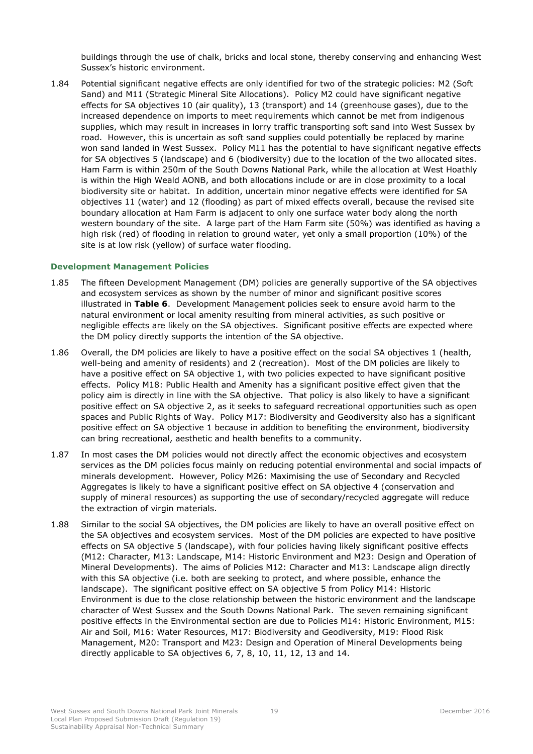buildings through the use of chalk, bricks and local stone, thereby conserving and enhancing West Sussex's historic environment.

1.84 Potential significant negative effects are only identified for two of the strategic policies: M2 (Soft Sand) and M11 (Strategic Mineral Site Allocations). Policy M2 could have significant negative effects for SA objectives 10 (air quality), 13 (transport) and 14 (greenhouse gases), due to the increased dependence on imports to meet requirements which cannot be met from indigenous supplies, which may result in increases in lorry traffic transporting soft sand into West Sussex by road. However, this is uncertain as soft sand supplies could potentially be replaced by marine won sand landed in West Sussex. Policy M11 has the potential to have significant negative effects for SA objectives 5 (landscape) and 6 (biodiversity) due to the location of the two allocated sites. Ham Farm is within 250m of the South Downs National Park, while the allocation at West Hoathly is within the High Weald AONB, and both allocations include or are in close proximity to a local biodiversity site or habitat. In addition, uncertain minor negative effects were identified for SA objectives 11 (water) and 12 (flooding) as part of mixed effects overall, because the revised site boundary allocation at Ham Farm is adjacent to only one surface water body along the north western boundary of the site. A large part of the Ham Farm site (50%) was identified as having a high risk (red) of flooding in relation to ground water, yet only a small proportion (10%) of the site is at low risk (yellow) of surface water flooding.

### Development Management Policies

1.85 The fifteen Development Management (DM) policies are generally supportive of the SA objectives and ecosystem services as shown by the number of minor and significant positive scores illustrated in **Table 6**. Development Management policies seek to ensure avoid harm to the natural environment or local amenity resulting from mineral activities, as such positive or negligible effects are likely on the SA objectives. Significant positive effects are expected where the DM policy directly supports the intention of the SA objective.

1.86 Overall, the DM policies are likely to have a positive effect on the social SA objectives 1 (health, well-being and amenity of residents) and 2 (recreation). Most of the DM policies are likely to have a positive effect on SA objective 1, with two policies expected to have significant positive effects. Policy M18: Public Health and Amenity has a significant positive effect given that the policy aim is directly in line with the SA objective. That policy is also likely to have a significant positive effect on SA objective 2, as it seeks to safeguard recreational opportunities such as open spaces and Public Rights of Way. Policy M17: Biodiversity and Geodiversity also has a significant positive effect on SA objective 1 because in addition to benefiting the environment, biodiversity can bring recreational, aesthetic and health benefits to a community.

1.87 In most cases the DM policies would not directly affect the economic objectives and ecosystem services as the DM policies focus mainly on reducing potential environmental and social impacts of minerals development. However, Policy M26: Maximising the use of Secondary and Recycled Aggregates is likely to have a significant positive effect on SA objective 4 (conservation and supply of mineral resources) as supporting the use of secondary/recycled aggregate will reduce the extraction of virgin materials.

1.88 Similar to the social SA objectives, the DM policies are likely to have an overall positive effect on the SA objectives and ecosystem services. Most of the DM policies are expected to have positive effects on SA objective 5 (landscape), with four policies having likely significant positive effects (M12: Character, M13: Landscape, M14: Historic Environment and M23: Design and Operation of Mineral Developments). The aims of Policies M12: Character and M13: Landscape align directly with this SA objective (i.e. both are seeking to protect, and where possible, enhance the landscape). The significant positive effect on SA objective 5 from Policy M14: Historic Environment is due to the close relationship between the historic environment and the landscape character of West Sussex and the South Downs National Park. The seven remaining significant positive effects in the Environmental section are due to Policies M14: Historic Environment, M15: Air and Soil, M16: Water Resources, M17: Biodiversity and Geodiversity, M19: Flood Risk Management, M20: Transport and M23: Design and Operation of Mineral Developments being directly applicable to SA objectives 6, 7, 8, 10, 11, 12, 13 and 14.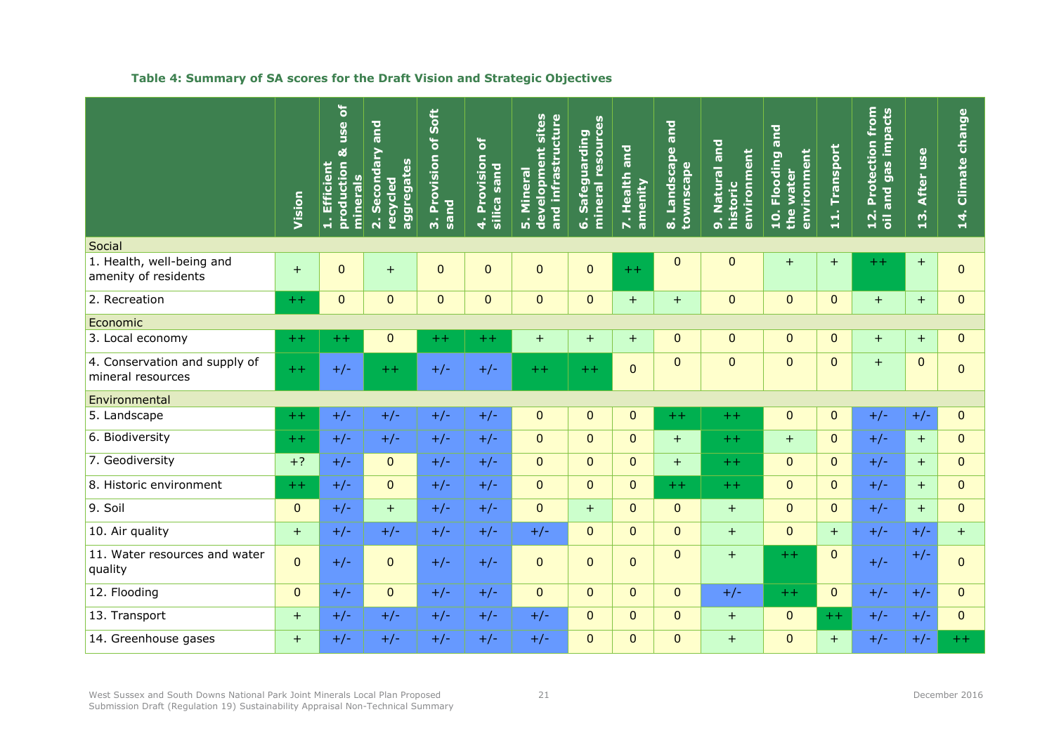**Table 4: Summary of SA scores for the Draft Vision and Strategic Objectives**

| | Vision | 1. Efficient production & use of minerals | 2. Secondary and recycled aggregates | 3. Provision of Soft sand | 4. Provision of silica sand | 5. Mineral development sites and infrastructure | 6. Safeguarding mineral resources | 7. Health and amenity | 8. Landscape and townscape | 9. Natural and historic environment | 10. Flooding and the water environment | 11. Transport | 12. Protection from oil and gas impacts | 13. After use | 14. Climate change |
|---|---|---|---|---|---|---|---|---|---|---|---|---|---|---|---|
| Social | | | | | | | | | | | | | | | |
| 1. Health, well-being and amenity of residents | + | 0 | + | 0 | 0 | 0 | 0 | ++ | 0 | 0 | + | + | ++ | + | 0 |
| 2. Recreation | ++ | 0 | 0 | 0 | 0 | 0 | 0 | + | + | 0 | 0 | 0 | + | + | 0 |
| Economic | | | | | | | | | | | | | | | |
| 3. Local economy | ++ | ++ | 0 | ++ | ++ | + | + | + | 0 | 0 | 0 | 0 | + | + | 0 |
| 4. Conservation and supply of mineral resources | ++ | +/- | ++ | +/- | +/- | ++ | ++ | 0 | 0 | 0 | 0 | 0 | + | 0 | 0 |
| Environmental | | | | | | | | | | | | | | | |
| 5. Landscape | ++ | +/- | +/- | +/- | +/- | 0 | 0 | 0 | ++ | ++ | 0 | 0 | +/- | +/- | 0 |
| 6. Biodiversity | ++ | +/- | +/- | +/- | +/- | 0 | 0 | 0 | + | ++ | + | 0 | +/- | + | 0 |
| 7. Geodiversity | +? | +/- | 0 | +/- | +/- | 0 | 0 | 0 | + | ++ | 0 | 0 | +/- | + | 0 |
| 8. Historic environment | ++ | +/- | 0 | +/- | +/- | 0 | 0 | 0 | ++ | ++ | 0 | 0 | +/- | + | 0 |
| 9. Soil | 0 | +/- | + | +/- | +/- | 0 | + | 0 | 0 | + | 0 | 0 | +/- | + | 0 |
| 10. Air quality | + | +/- | +/- | +/- | +/- | +/- | 0 | 0 | 0 | + | 0 | + | +/- | +/- | + |
| 11. Water resources and water quality | 0 | +/- | 0 | +/- | +/- | 0 | 0 | 0 | 0 | + | ++ | 0 | +/- | +/- | 0 |
| 12. Flooding | 0 | +/- | 0 | +/- | +/- | 0 | 0 | 0 | 0 | +/- | ++ | 0 | +/- | +/- | 0 |
| 13. Transport | + | +/- | +/- | +/- | +/- | +/- | 0 | 0 | 0 | + | 0 | ++ | +/- | +/- | 0 |
| 14. Greenhouse gases | + | +/- | +/- | +/- | +/- | +/- | 0 | 0 | 0 | + | 0 | + | +/- | +/- | ++ |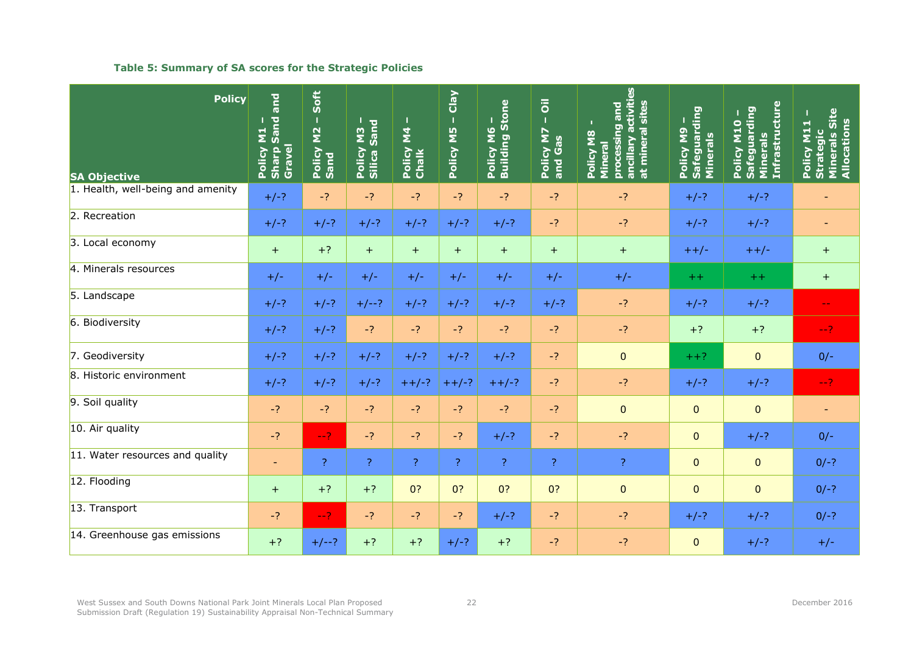**Table 5: Summary of SA scores for the Strategic Policies**

| SA Objective / Policy | Policy M1 – Sharp Sand and Gravel | Policy M2 – Soft Sand | Policy M3 – Silica Sand | Policy M4 – Chalk | Policy M5 – Clay | Policy M6 – Building Stone | Policy M7 – Oil and Gas | Policy M8 - Mineral processing and ancillary activities at mineral sites | Policy M9 – Safeguarding Minerals | Policy M10 – Safeguarding Minerals Infrastructure | Policy M11 – Strategic Minerals Site Allocations |
|---|---|---|---|---|---|---|---|---|---|---|---|
| 1. Health, well-being and amenity | +/-? | -? | -? | -? | -? | -? | -? | -? | +/-? | +/-? | - |
| 2. Recreation | +/-? | +/-? | +/-? | +/-? | +/-? | +/-? | -? | -? | +/-? | +/-? | - |
| 3. Local economy | + | +? | + | + | + | + | + | + | ++/- | ++/- | + |
| 4. Minerals resources | +/- | +/- | +/- | +/- | +/- | +/- | +/- | +/- | ++ | ++ | + |
| 5. Landscape | +/-? | +/-? | +/--? | +/-? | +/-? | +/-? | +/-? | -? | +/-? | +/-? | -- |
| 6. Biodiversity | +/-? | +/-? | -? | -? | -? | -? | -? | -? | +? | +? | --? |
| 7. Geodiversity | +/-? | +/-? | +/-? | +/-? | +/-? | +/-? | -? | 0 | ++? | 0 | 0/- |
| 8. Historic environment | +/-? | +/-? | +/-? | ++/-? | ++/-? | ++/-? | -? | -? | +/-? | +/-? | --? |
| 9. Soil quality | -? | -? | -? | -? | -? | -? | -? | 0 | 0 | 0 | - |
| 10. Air quality | -? | --? | -? | -? | -? | +/-? | -? | -? | 0 | +/-? | 0/- |
| 11. Water resources and quality | - | ? | ? | ? | ? | ? | ? | ? | 0 | 0 | 0/-? |
| 12. Flooding | + | +? | +? | 0? | 0? | 0? | 0? | 0 | 0 | 0 | 0/-? |
| 13. Transport | -? | --? | -? | -? | -? | +/-? | -? | -? | +/-? | +/-? | 0/-? |
| 14. Greenhouse gas emissions | +? | +/--? | +? | +? | +/-? | +? | -? | -? | 0 | +/-? | +/- |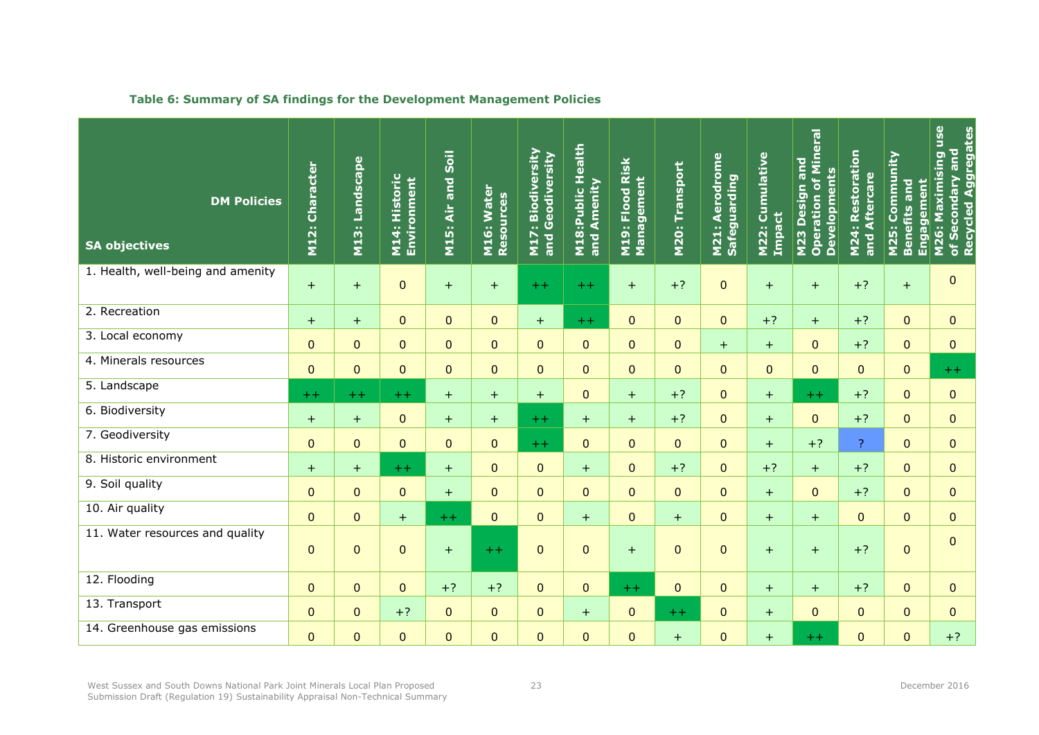**Table 6: Summary of SA findings for the Development Management Policies**

| SA objectives / DM Policies | M12: Character | M13: Landscape | M14: Historic Environment | M15: Air and Soil | M16: Water Resources | M17: Biodiversity and Geodiversity | M18:Public Health and Amenity | M19: Flood Risk Management | M20: Transport | M21: Aerodrome Safeguarding | M22: Cumulative Impact | M23 Design and Operation of Mineral Developments | M24: Restoration and Aftercare | M25: Community Benefits and Engagement | M26: Maximising use of Secondary and Recycled Aggregates |
|---|---|---|---|---|---|---|---|---|---|---|---|---|---|---|---|
| 1. Health, well-being and amenity | + | + | 0 | + | + | ++ | ++ | + | +? | 0 | + | + | +? | + | 0 |
| 2. Recreation | + | + | 0 | 0 | 0 | + | ++ | 0 | 0 | 0 | +? | + | +? | 0 | 0 |
| 3. Local economy | 0 | 0 | 0 | 0 | 0 | 0 | 0 | 0 | 0 | + | + | 0 | +? | 0 | 0 |
| 4. Minerals resources | 0 | 0 | 0 | 0 | 0 | 0 | 0 | 0 | 0 | 0 | 0 | 0 | 0 | 0 | ++ |
| 5. Landscape | ++ | ++ | ++ | + | + | + | 0 | + | +? | 0 | + | ++ | +? | 0 | 0 |
| 6. Biodiversity | + | + | 0 | + | + | ++ | + | + | +? | 0 | + | 0 | +? | 0 | 0 |
| 7. Geodiversity | 0 | 0 | 0 | 0 | 0 | ++ | 0 | 0 | 0 | 0 | + | +? | ? | 0 | 0 |
| 8. Historic environment | + | + | ++ | + | 0 | 0 | + | 0 | +? | 0 | +? | + | +? | 0 | 0 |
| 9. Soil quality | 0 | 0 | 0 | + | 0 | 0 | 0 | 0 | 0 | 0 | + | 0 | +? | 0 | 0 |
| 10. Air quality | 0 | 0 | + | ++ | 0 | 0 | + | 0 | + | 0 | + | + | 0 | 0 | 0 |
| 11. Water resources and quality | 0 | 0 | 0 | + | ++ | 0 | 0 | + | 0 | 0 | + | + | +? | 0 | 0 |
| 12. Flooding | 0 | 0 | 0 | +? | +? | 0 | 0 | ++ | 0 | 0 | + | + | +? | 0 | 0 |
| 13. Transport | 0 | 0 | +? | 0 | 0 | 0 | + | 0 | ++ | 0 | + | 0 | 0 | 0 | 0 |
| 14. Greenhouse gas emissions | 0 | 0 | 0 | 0 | 0 | 0 | 0 | 0 | + | 0 | + | ++ | 0 | 0 | +? |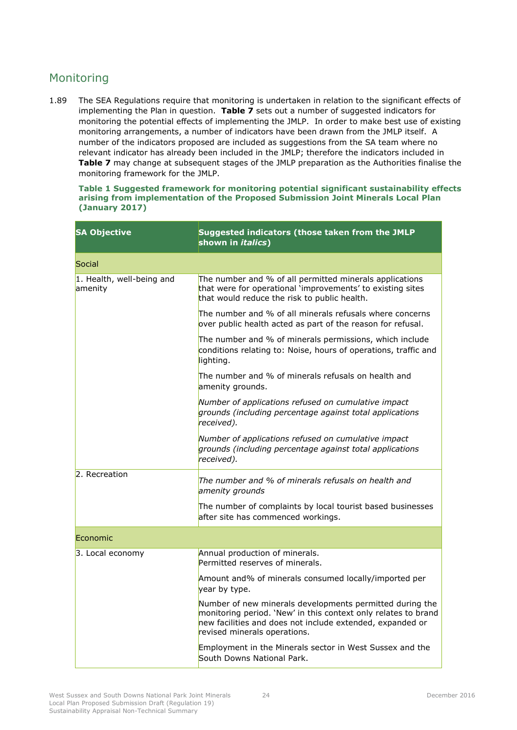## Monitoring

1.89 The SEA Regulations require that monitoring is undertaken in relation to the significant effects of implementing the Plan in question. **Table 7** sets out a number of suggested indicators for monitoring the potential effects of implementing the JMLP. In order to make best use of existing monitoring arrangements, a number of indicators have been drawn from the JMLP itself. A number of the indicators proposed are included as suggestions from the SA team where no relevant indicator has already been included in the JMLP; therefore the indicators included in **Table 7** may change at subsequent stages of the JMLP preparation as the Authorities finalise the monitoring framework for the JMLP.

**Table 1 Suggested framework for monitoring potential significant sustainability effects arising from implementation of the Proposed Submission Joint Minerals Local Plan (January 2017)**

| SA Objective | Suggested indicators (those taken from the JMLP shown in *italics*) |
|---|---|
| Social | |
| 1. Health, well-being and amenity | The number and % of all permitted minerals applications that were for operational 'improvements' to existing sites that would reduce the risk to public health. |
| | The number and % of all minerals refusals where concerns over public health acted as part of the reason for refusal. |
| | The number and % of minerals permissions, which include conditions relating to: Noise, hours of operations, traffic and lighting. |
| | The number and % of minerals refusals on health and amenity grounds. |
| | *Number of applications refused on cumulative impact grounds (including percentage against total applications received).* |
| | *Number of applications refused on cumulative impact grounds (including percentage against total applications received).* |
| 2. Recreation | *The number and % of minerals refusals on health and amenity grounds* |
| | The number of complaints by local tourist based businesses after site has commenced workings. |
| Economic | |
| 3. Local economy | Annual production of minerals.<br>Permitted reserves of minerals. |
| | Amount and% of minerals consumed locally/imported per year by type. |
| | Number of new minerals developments permitted during the monitoring period. 'New' in this context only relates to brand new facilities and does not include extended, expanded or revised minerals operations. |
| | Employment in the Minerals sector in West Sussex and the South Downs National Park. |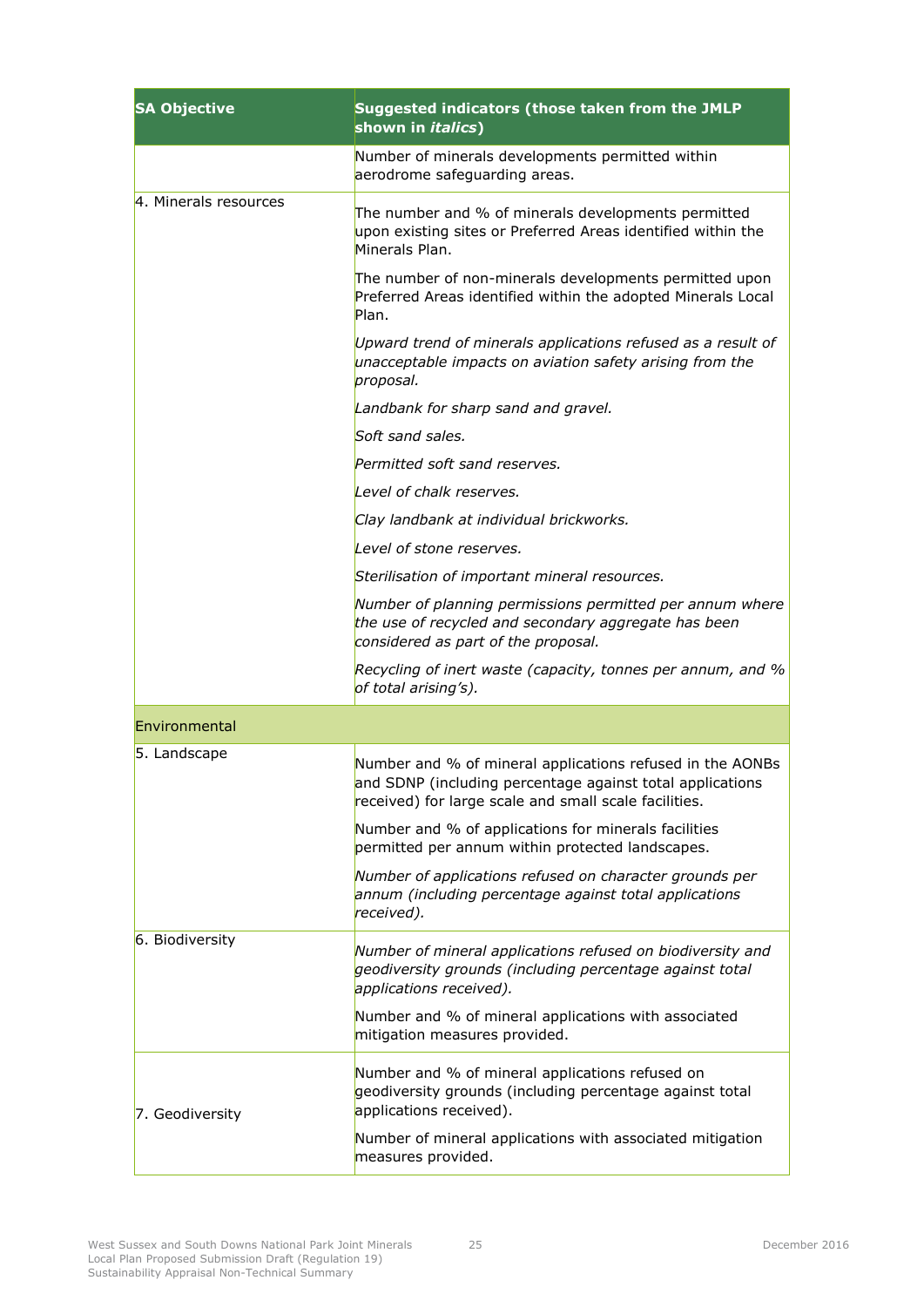| SA Objective | Suggested indicators (those taken from the JMLP shown in *italics*) |
|---|---|
| | Number of minerals developments permitted within aerodrome safeguarding areas. |
| 4. Minerals resources | The number and % of minerals developments permitted upon existing sites or Preferred Areas identified within the Minerals Plan.<br><br>The number of non-minerals developments permitted upon Preferred Areas identified within the adopted Minerals Local Plan.<br><br>*Upward trend of minerals applications refused as a result of unacceptable impacts on aviation safety arising from the proposal.*<br><br>*Landbank for sharp sand and gravel.*<br><br>*Soft sand sales.*<br><br>*Permitted soft sand reserves.*<br><br>*Level of chalk reserves.*<br><br>*Clay landbank at individual brickworks.*<br><br>*Level of stone reserves.*<br><br>*Sterilisation of important mineral resources.*<br><br>*Number of planning permissions permitted per annum where the use of recycled and secondary aggregate has been considered as part of the proposal.*<br><br>*Recycling of inert waste (capacity, tonnes per annum, and % of total arising's).* |
| Environmental | |
| 5. Landscape | Number and % of mineral applications refused in the AONBs and SDNP (including percentage against total applications received) for large scale and small scale facilities.<br><br>Number and % of applications for minerals facilities permitted per annum within protected landscapes.<br><br>*Number of applications refused on character grounds per annum (including percentage against total applications received).* |
| 6. Biodiversity | *Number of mineral applications refused on biodiversity and geodiversity grounds (including percentage against total applications received).*<br><br>Number and % of mineral applications with associated mitigation measures provided. |
| 7. Geodiversity | Number and % of mineral applications refused on geodiversity grounds (including percentage against total applications received).<br><br>Number of mineral applications with associated mitigation measures provided. |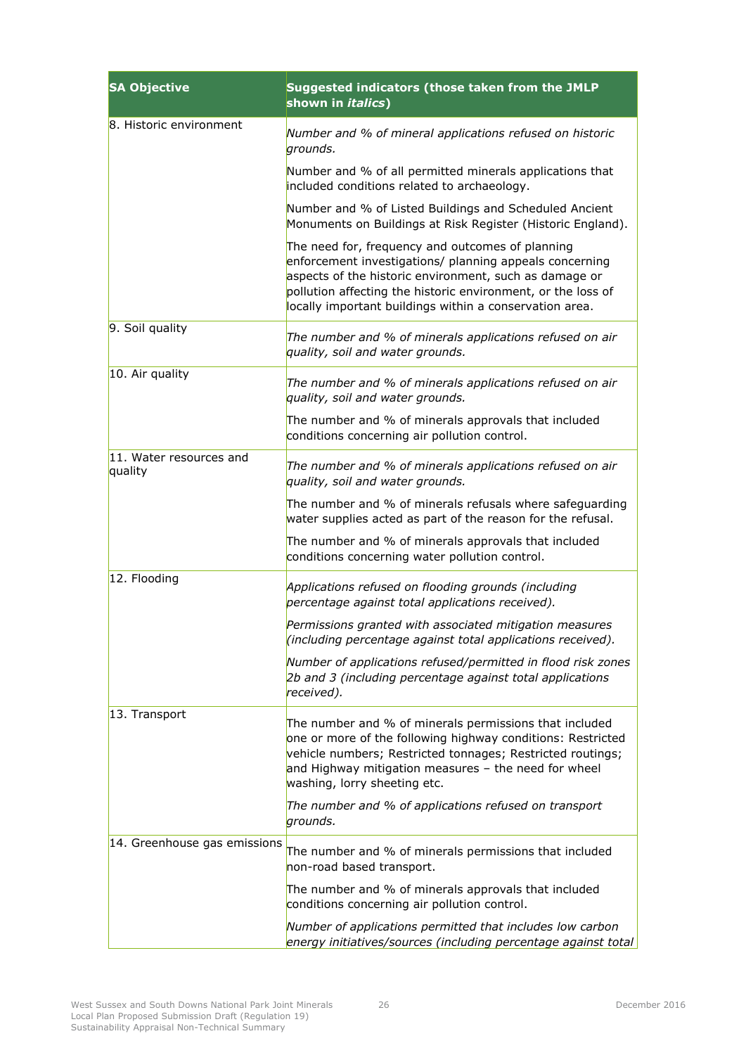| SA Objective | Suggested indicators (those taken from the JMLP shown in *italics*) |
|---|---|
| 8. Historic environment | *Number and % of mineral applications refused on historic grounds.*<br><br>Number and % of all permitted minerals applications that included conditions related to archaeology.<br><br>Number and % of Listed Buildings and Scheduled Ancient Monuments on Buildings at Risk Register (Historic England).<br><br>The need for, frequency and outcomes of planning enforcement investigations/ planning appeals concerning aspects of the historic environment, such as damage or pollution affecting the historic environment, or the loss of locally important buildings within a conservation area. |
| 9. Soil quality | *The number and % of minerals applications refused on air quality, soil and water grounds.* |
| 10. Air quality | *The number and % of minerals applications refused on air quality, soil and water grounds.*<br><br>The number and % of minerals approvals that included conditions concerning air pollution control. |
| 11. Water resources and quality | *The number and % of minerals applications refused on air quality, soil and water grounds.*<br><br>The number and % of minerals refusals where safeguarding water supplies acted as part of the reason for the refusal.<br><br>The number and % of minerals approvals that included conditions concerning water pollution control. |
| 12. Flooding | *Applications refused on flooding grounds (including percentage against total applications received).*<br><br>*Permissions granted with associated mitigation measures (including percentage against total applications received).*<br><br>*Number of applications refused/permitted in flood risk zones 2b and 3 (including percentage against total applications received).* |
| 13. Transport | The number and % of minerals permissions that included one or more of the following highway conditions: Restricted vehicle numbers; Restricted tonnages; Restricted routings; and Highway mitigation measures – the need for wheel washing, lorry sheeting etc.<br><br>*The number and % of applications refused on transport grounds.* |
| 14. Greenhouse gas emissions | The number and % of minerals permissions that included non-road based transport.<br><br>The number and % of minerals approvals that included conditions concerning air pollution control.<br><br>*Number of applications permitted that includes low carbon energy initiatives/sources (including percentage against total* |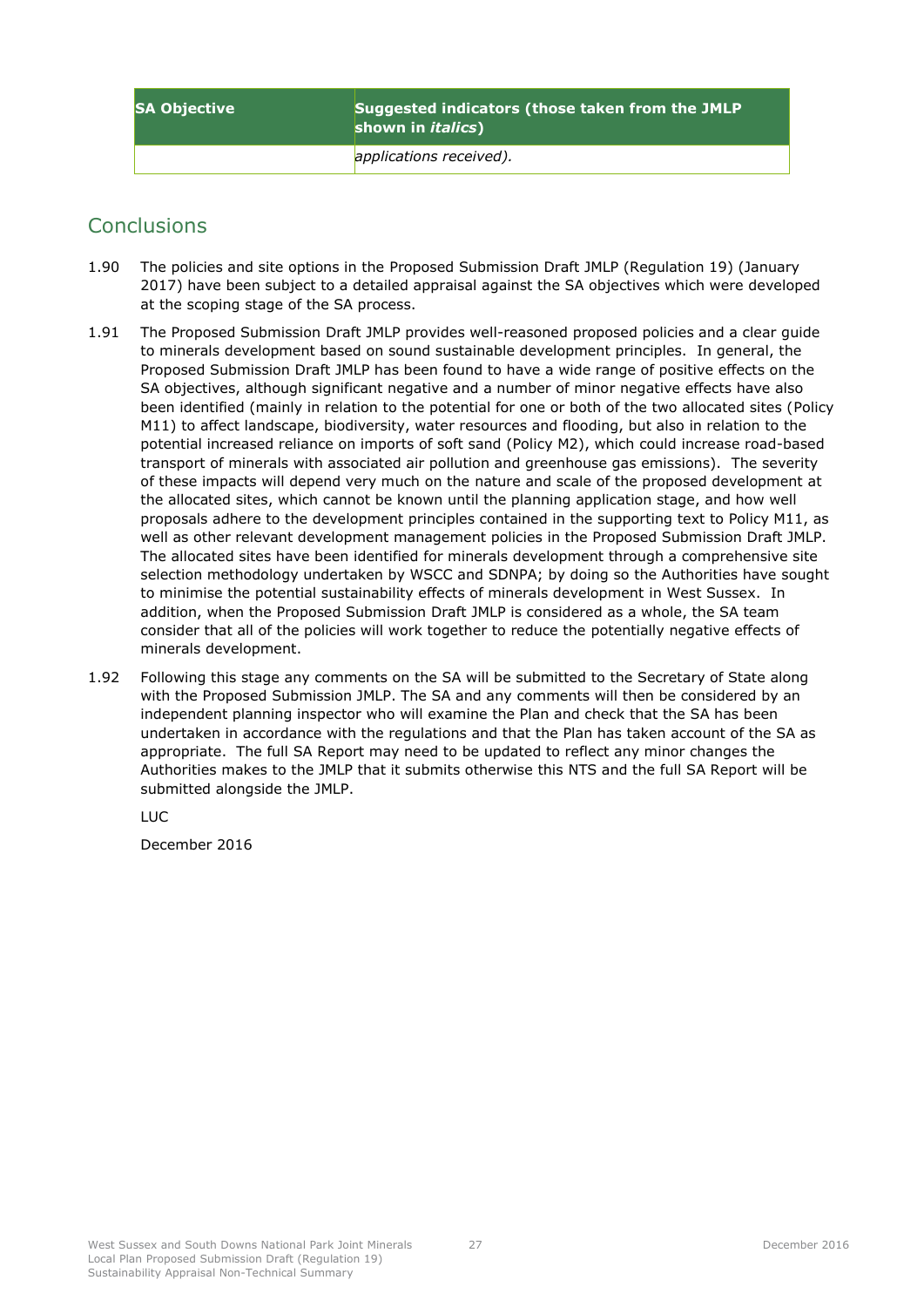| SA Objective | Suggested indicators (those taken from the JMLP shown in *italics*) |
|---|---|
| | *applications received).* |

## Conclusions

1.90 The policies and site options in the Proposed Submission Draft JMLP (Regulation 19) (January 2017) have been subject to a detailed appraisal against the SA objectives which were developed at the scoping stage of the SA process.

1.91 The Proposed Submission Draft JMLP provides well-reasoned proposed policies and a clear guide to minerals development based on sound sustainable development principles. In general, the Proposed Submission Draft JMLP has been found to have a wide range of positive effects on the SA objectives, although significant negative and a number of minor negative effects have also been identified (mainly in relation to the potential for one or both of the two allocated sites (Policy M11) to affect landscape, biodiversity, water resources and flooding, but also in relation to the potential increased reliance on imports of soft sand (Policy M2), which could increase road-based transport of minerals with associated air pollution and greenhouse gas emissions). The severity of these impacts will depend very much on the nature and scale of the proposed development at the allocated sites, which cannot be known until the planning application stage, and how well proposals adhere to the development principles contained in the supporting text to Policy M11, as well as other relevant development management policies in the Proposed Submission Draft JMLP. The allocated sites have been identified for minerals development through a comprehensive site selection methodology undertaken by WSCC and SDNPA; by doing so the Authorities have sought to minimise the potential sustainability effects of minerals development in West Sussex. In addition, when the Proposed Submission Draft JMLP is considered as a whole, the SA team consider that all of the policies will work together to reduce the potentially negative effects of minerals development.

1.92 Following this stage any comments on the SA will be submitted to the Secretary of State along with the Proposed Submission JMLP. The SA and any comments will then be considered by an independent planning inspector who will examine the Plan and check that the SA has been undertaken in accordance with the regulations and that the Plan has taken account of the SA as appropriate. The full SA Report may need to be updated to reflect any minor changes the Authorities makes to the JMLP that it submits otherwise this NTS and the full SA Report will be submitted alongside the JMLP.

LUC

December 2016